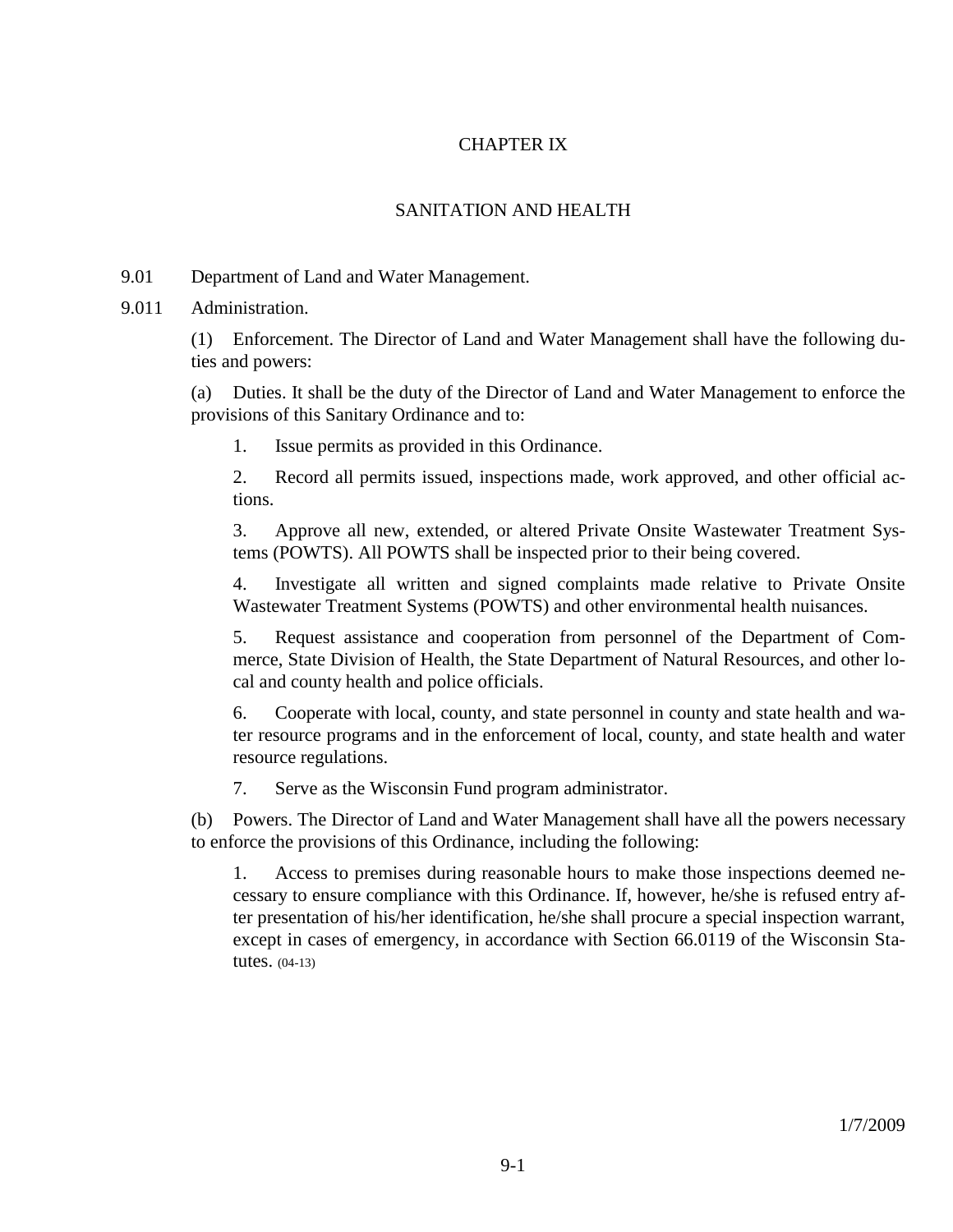# CHAPTER IX

## SANITATION AND HEALTH

9.01 Department of Land and Water Management.

9.011 Administration.

(1) Enforcement. The Director of Land and Water Management shall have the following duties and powers:

(a) Duties. It shall be the duty of the Director of Land and Water Management to enforce the provisions of this Sanitary Ordinance and to:

1. Issue permits as provided in this Ordinance.

2. Record all permits issued, inspections made, work approved, and other official actions.

3. Approve all new, extended, or altered Private Onsite Wastewater Treatment Systems (POWTS). All POWTS shall be inspected prior to their being covered.

4. Investigate all written and signed complaints made relative to Private Onsite Wastewater Treatment Systems (POWTS) and other environmental health nuisances.

5. Request assistance and cooperation from personnel of the Department of Commerce, State Division of Health, the State Department of Natural Resources, and other local and county health and police officials.

6. Cooperate with local, county, and state personnel in county and state health and water resource programs and in the enforcement of local, county, and state health and water resource regulations.

7. Serve as the Wisconsin Fund program administrator.

(b) Powers. The Director of Land and Water Management shall have all the powers necessary to enforce the provisions of this Ordinance, including the following:

1. Access to premises during reasonable hours to make those inspections deemed necessary to ensure compliance with this Ordinance. If, however, he/she is refused entry after presentation of his/her identification, he/she shall procure a special inspection warrant, except in cases of emergency, in accordance with Section 66.0119 of the Wisconsin Statutes. (04-13)

1/7/2009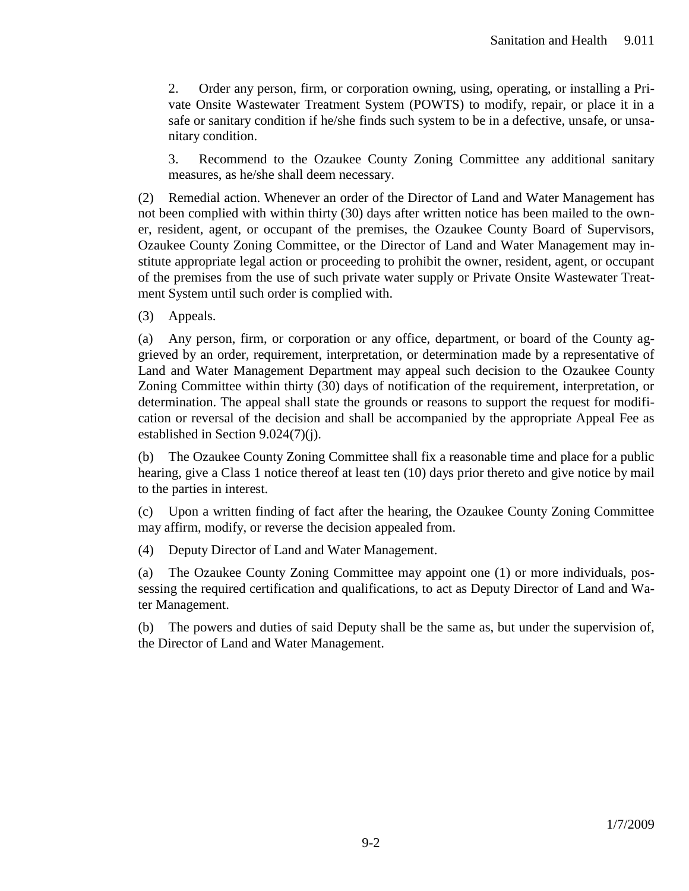2. Order any person, firm, or corporation owning, using, operating, or installing a Private Onsite Wastewater Treatment System (POWTS) to modify, repair, or place it in a safe or sanitary condition if he/she finds such system to be in a defective, unsafe, or unsanitary condition.

3. Recommend to the Ozaukee County Zoning Committee any additional sanitary measures, as he/she shall deem necessary.

(2) Remedial action. Whenever an order of the Director of Land and Water Management has not been complied with within thirty (30) days after written notice has been mailed to the owner, resident, agent, or occupant of the premises, the Ozaukee County Board of Supervisors, Ozaukee County Zoning Committee, or the Director of Land and Water Management may institute appropriate legal action or proceeding to prohibit the owner, resident, agent, or occupant of the premises from the use of such private water supply or Private Onsite Wastewater Treatment System until such order is complied with.

(3) Appeals.

(a) Any person, firm, or corporation or any office, department, or board of the County aggrieved by an order, requirement, interpretation, or determination made by a representative of Land and Water Management Department may appeal such decision to the Ozaukee County Zoning Committee within thirty (30) days of notification of the requirement, interpretation, or determination. The appeal shall state the grounds or reasons to support the request for modification or reversal of the decision and shall be accompanied by the appropriate Appeal Fee as established in Section 9.024(7)(j).

(b) The Ozaukee County Zoning Committee shall fix a reasonable time and place for a public hearing, give a Class 1 notice thereof at least ten (10) days prior thereto and give notice by mail to the parties in interest.

(c) Upon a written finding of fact after the hearing, the Ozaukee County Zoning Committee may affirm, modify, or reverse the decision appealed from.

(4) Deputy Director of Land and Water Management.

(a) The Ozaukee County Zoning Committee may appoint one (1) or more individuals, possessing the required certification and qualifications, to act as Deputy Director of Land and Water Management.

(b) The powers and duties of said Deputy shall be the same as, but under the supervision of, the Director of Land and Water Management.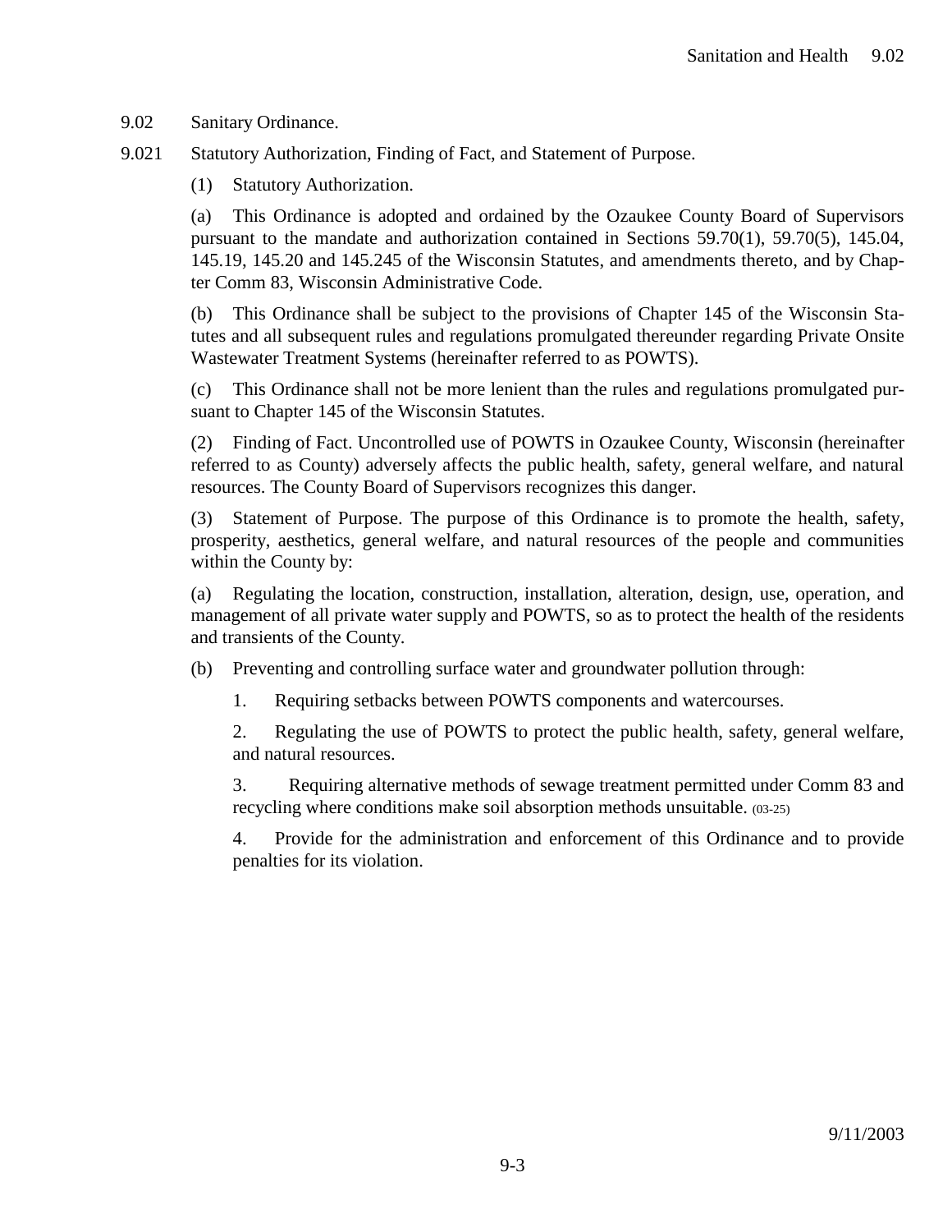## 9.02 Sanitary Ordinance.

### 9.021 Statutory Authorization, Finding of Fact, and Statement of Purpose.

(1) Statutory Authorization.

(a) This Ordinance is adopted and ordained by the Ozaukee County Board of Supervisors pursuant to the mandate and authorization contained in Sections 59.70(1), 59.70(5), 145.04, 145.19, 145.20 and 145.245 of the Wisconsin Statutes, and amendments thereto, and by Chapter Comm 83, Wisconsin Administrative Code.

(b) This Ordinance shall be subject to the provisions of Chapter 145 of the Wisconsin Statutes and all subsequent rules and regulations promulgated thereunder regarding Private Onsite Wastewater Treatment Systems (hereinafter referred to as POWTS).

(c) This Ordinance shall not be more lenient than the rules and regulations promulgated pursuant to Chapter 145 of the Wisconsin Statutes.

(2) Finding of Fact. Uncontrolled use of POWTS in Ozaukee County, Wisconsin (hereinafter referred to as County) adversely affects the public health, safety, general welfare, and natural resources. The County Board of Supervisors recognizes this danger.

(3) Statement of Purpose. The purpose of this Ordinance is to promote the health, safety, prosperity, aesthetics, general welfare, and natural resources of the people and communities within the County by:

(a) Regulating the location, construction, installation, alteration, design, use, operation, and management of all private water supply and POWTS, so as to protect the health of the residents and transients of the County.

(b) Preventing and controlling surface water and groundwater pollution through:

1. Requiring setbacks between POWTS components and watercourses.

2. Regulating the use of POWTS to protect the public health, safety, general welfare, and natural resources.

3. Requiring alternative methods of sewage treatment permitted under Comm 83 and recycling where conditions make soil absorption methods unsuitable. (03-25)

4. Provide for the administration and enforcement of this Ordinance and to provide penalties for its violation.

9/11/2003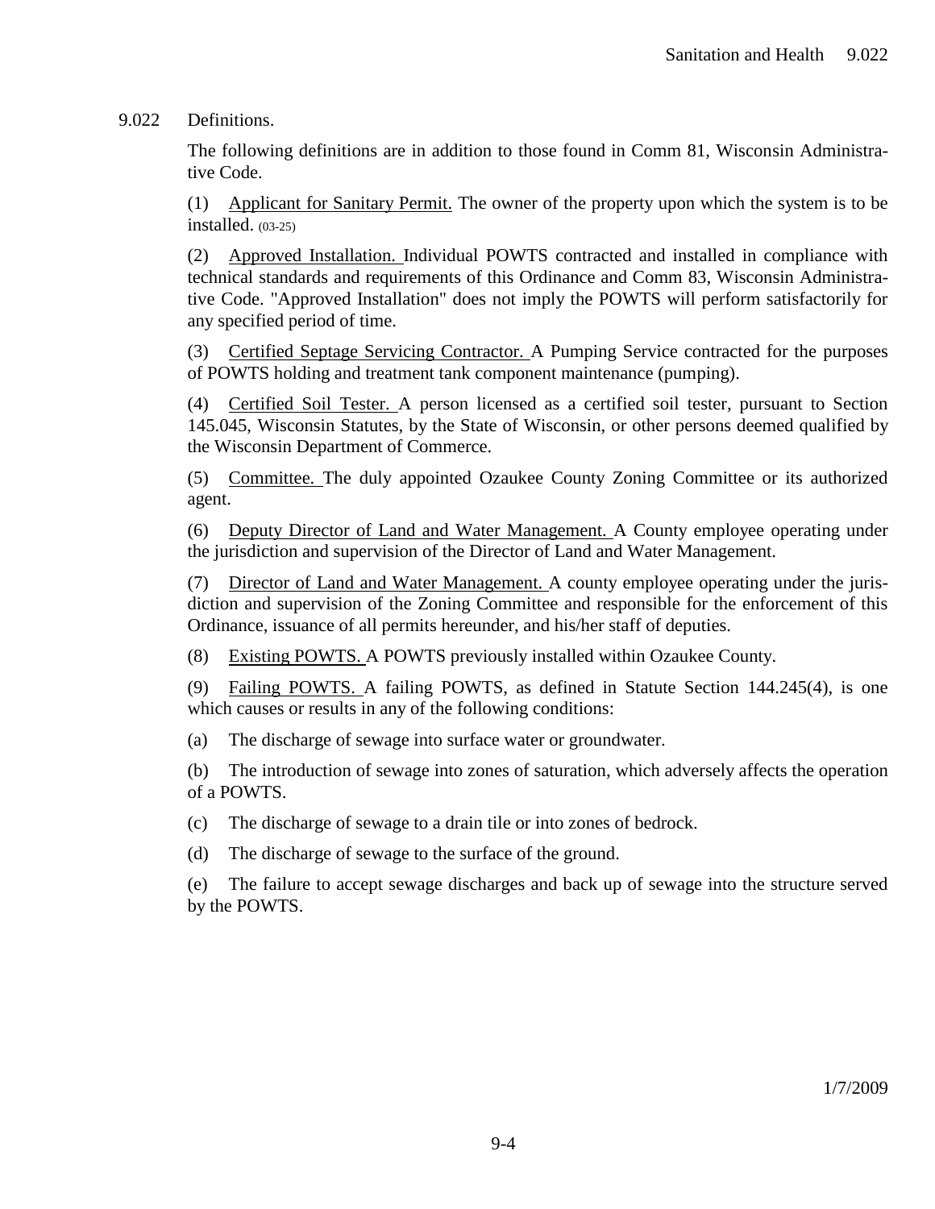## 9.022 Definitions.

The following definitions are in addition to those found in Comm 81, Wisconsin Administrative Code.

(1) Applicant for Sanitary Permit. The owner of the property upon which the system is to be installed. (03-25)

(2) Approved Installation. Individual POWTS contracted and installed in compliance with technical standards and requirements of this Ordinance and Comm 83, Wisconsin Administrative Code. "Approved Installation" does not imply the POWTS will perform satisfactorily for any specified period of time.

(3) Certified Septage Servicing Contractor. A Pumping Service contracted for the purposes of POWTS holding and treatment tank component maintenance (pumping).

(4) Certified Soil Tester. A person licensed as a certified soil tester, pursuant to Section 145.045, Wisconsin Statutes, by the State of Wisconsin, or other persons deemed qualified by the Wisconsin Department of Commerce.

(5) Committee. The duly appointed Ozaukee County Zoning Committee or its authorized agent.

(6) Deputy Director of Land and Water Management. A County employee operating under the jurisdiction and supervision of the Director of Land and Water Management.

(7) Director of Land and Water Management. A county employee operating under the jurisdiction and supervision of the Zoning Committee and responsible for the enforcement of this Ordinance, issuance of all permits hereunder, and his/her staff of deputies.

(8) Existing POWTS. A POWTS previously installed within Ozaukee County.

(9) Failing POWTS. A failing POWTS, as defined in Statute Section 144.245(4), is one which causes or results in any of the following conditions:

(a) The discharge of sewage into surface water or groundwater.

(b) The introduction of sewage into zones of saturation, which adversely affects the operation of a POWTS.

(c) The discharge of sewage to a drain tile or into zones of bedrock.

(d) The discharge of sewage to the surface of the ground.

(e) The failure to accept sewage discharges and back up of sewage into the structure served by the POWTS.

1/7/2009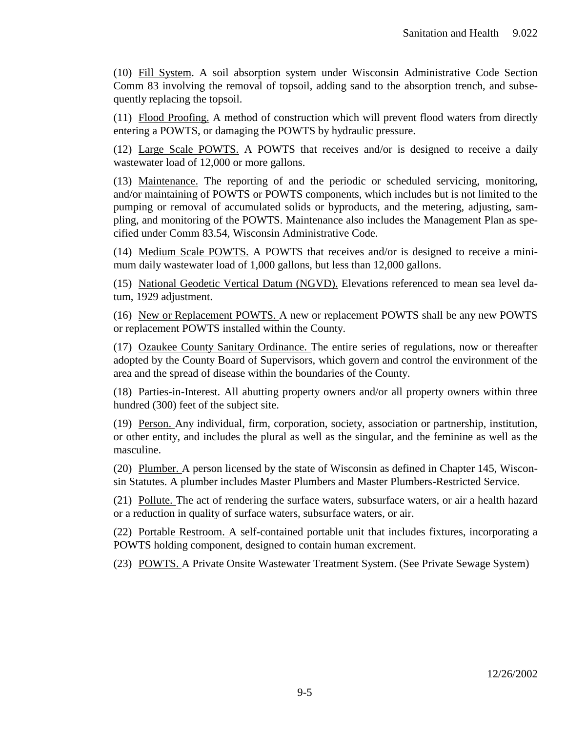(10) Fill System. A soil absorption system under Wisconsin Administrative Code Section Comm 83 involving the removal of topsoil, adding sand to the absorption trench, and subsequently replacing the topsoil.

(11) Flood Proofing. A method of construction which will prevent flood waters from directly entering a POWTS, or damaging the POWTS by hydraulic pressure.

(12) Large Scale POWTS. A POWTS that receives and/or is designed to receive a daily wastewater load of 12,000 or more gallons.

(13) Maintenance. The reporting of and the periodic or scheduled servicing, monitoring, and/or maintaining of POWTS or POWTS components, which includes but is not limited to the pumping or removal of accumulated solids or byproducts, and the metering, adjusting, sampling, and monitoring of the POWTS. Maintenance also includes the Management Plan as specified under Comm 83.54, Wisconsin Administrative Code.

(14) Medium Scale POWTS. A POWTS that receives and/or is designed to receive a minimum daily wastewater load of 1,000 gallons, but less than 12,000 gallons.

(15) National Geodetic Vertical Datum (NGVD). Elevations referenced to mean sea level datum, 1929 adjustment.

(16) New or Replacement POWTS. A new or replacement POWTS shall be any new POWTS or replacement POWTS installed within the County.

(17) Ozaukee County Sanitary Ordinance. The entire series of regulations, now or thereafter adopted by the County Board of Supervisors, which govern and control the environment of the area and the spread of disease within the boundaries of the County.

(18) Parties-in-Interest. All abutting property owners and/or all property owners within three hundred (300) feet of the subject site.

(19) Person. Any individual, firm, corporation, society, association or partnership, institution, or other entity, and includes the plural as well as the singular, and the feminine as well as the masculine.

(20) Plumber. A person licensed by the state of Wisconsin as defined in Chapter 145, Wisconsin Statutes. A plumber includes Master Plumbers and Master Plumbers-Restricted Service.

(21) Pollute. The act of rendering the surface waters, subsurface waters, or air a health hazard or a reduction in quality of surface waters, subsurface waters, or air.

(22) Portable Restroom. A self-contained portable unit that includes fixtures, incorporating a POWTS holding component, designed to contain human excrement.

(23) POWTS. A Private Onsite Wastewater Treatment System. (See Private Sewage System)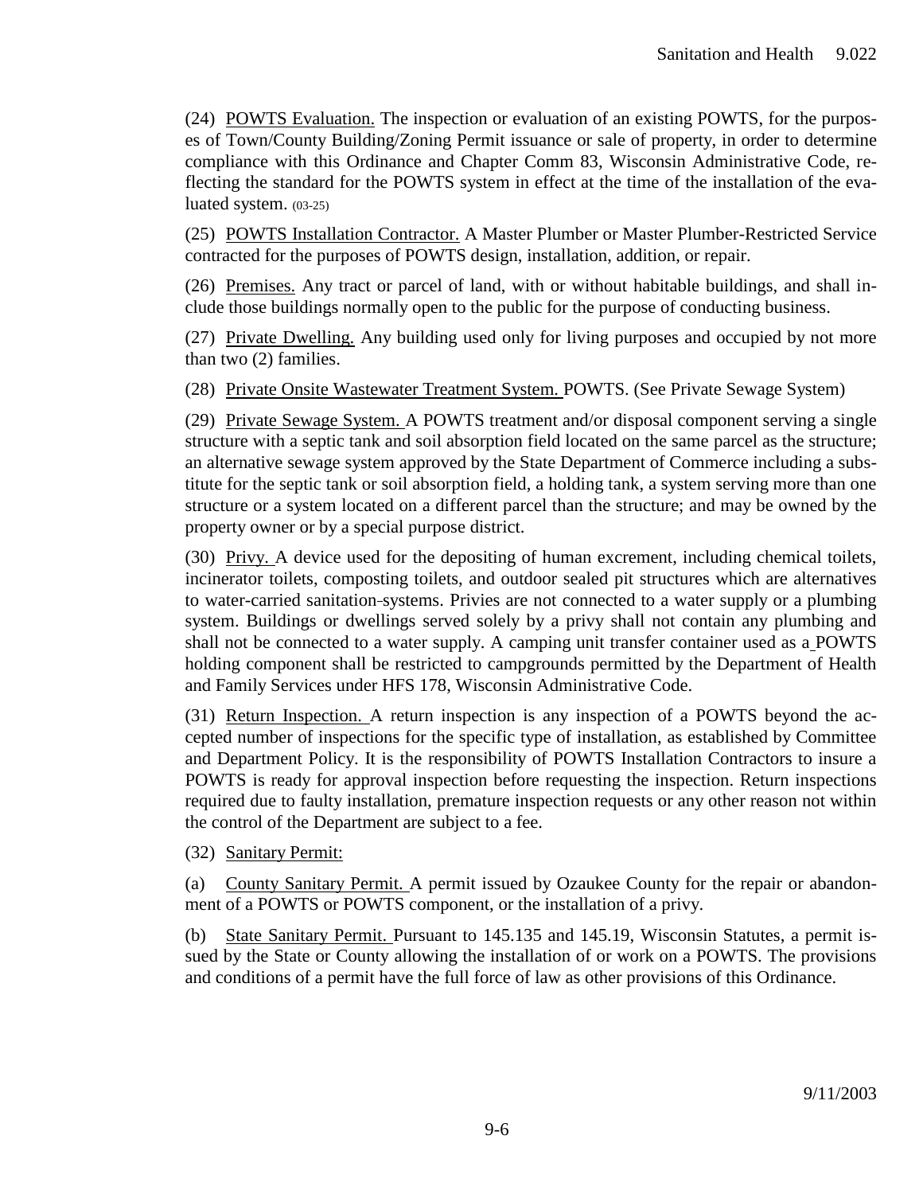(24) <u>POWTS Evaluation.</u> The inspection or evaluation of an existing POWTS, for the purposes of Town/County Building/Zoning Permit issuance or sale of property, in order to determine compliance with this Ordinance and Chapter Comm 83, Wisconsin Administrative Code, reflecting the standard for the POWTS system in effect at the time of the installation of the evaluated system. (03-25)

(25) <u>POWTS Installation Contractor.</u> A Master Plumber or Master Plumber-Restricted Service contracted for the purposes of POWTS design, installation, addition, or repair.

(26) <u>Premises.</u> Any tract or parcel of land, with or without habitable buildings, and shall include those buildings normally open to the public for the purpose of conducting business.

(27) <u>Private Dwelling.</u> Any building used only for living purposes and occupied by not more than two (2) families.

(28) <u>Private Onsite Wastewater Treatment System.</u> POWTS. (See Private Sewage System)

(29) <u>Private Sewage System.</u> A POWTS treatment and/or disposal component serving a single structure with a septic tank and soil absorption field located on the same parcel as the structure; an alternative sewage system approved by the State Department of Commerce including a substitute for the septic tank or soil absorption field, a holding tank, a system serving more than one structure or a system located on a different parcel than the structure; and may be owned by the property owner or by a special purpose district.

(30) <u>Privy.</u> A device used for the depositing of human excrement, including chemical toilets, incinerator toilets, composting toilets, and outdoor sealed pit structures which are alternatives to water-carried sanitation systems. Privies are not connected to a water supply or a plumbing system. Buildings or dwellings served solely by a privy shall not contain any plumbing and shall not be connected to a water supply. A camping unit transfer container used as a POWTS holding component shall be restricted to campgrounds permitted by the Department of Health and Family Services under HFS 178, Wisconsin Administrative Code.

(31) <u>Return Inspection.</u> A return inspection is any inspection of a POWTS beyond the accepted number of inspections for the specific type of installation, as established by Committee and Department Policy. It is the responsibility of POWTS Installation Contractors to insure a POWTS is ready for approval inspection before requesting the inspection. Return inspections required due to faulty installation, premature inspection requests or any other reason not within the control of the Department are subject to a fee.

(32) <u>Sanitary Permit:</u>

(a) <u>County Sanitary Permit.</u> A permit issued by Ozaukee County for the repair or abandonment of a POWTS or POWTS component, or the installation of a privy.

(b) <u>State Sanitary Permit.</u> Pursuant to 145.135 and 145.19, Wisconsin Statutes, a permit issued by the State or County allowing the installation of or work on a POWTS. The provisions and conditions of a permit have the full force of law as other provisions of this Ordinance.

9/11/2003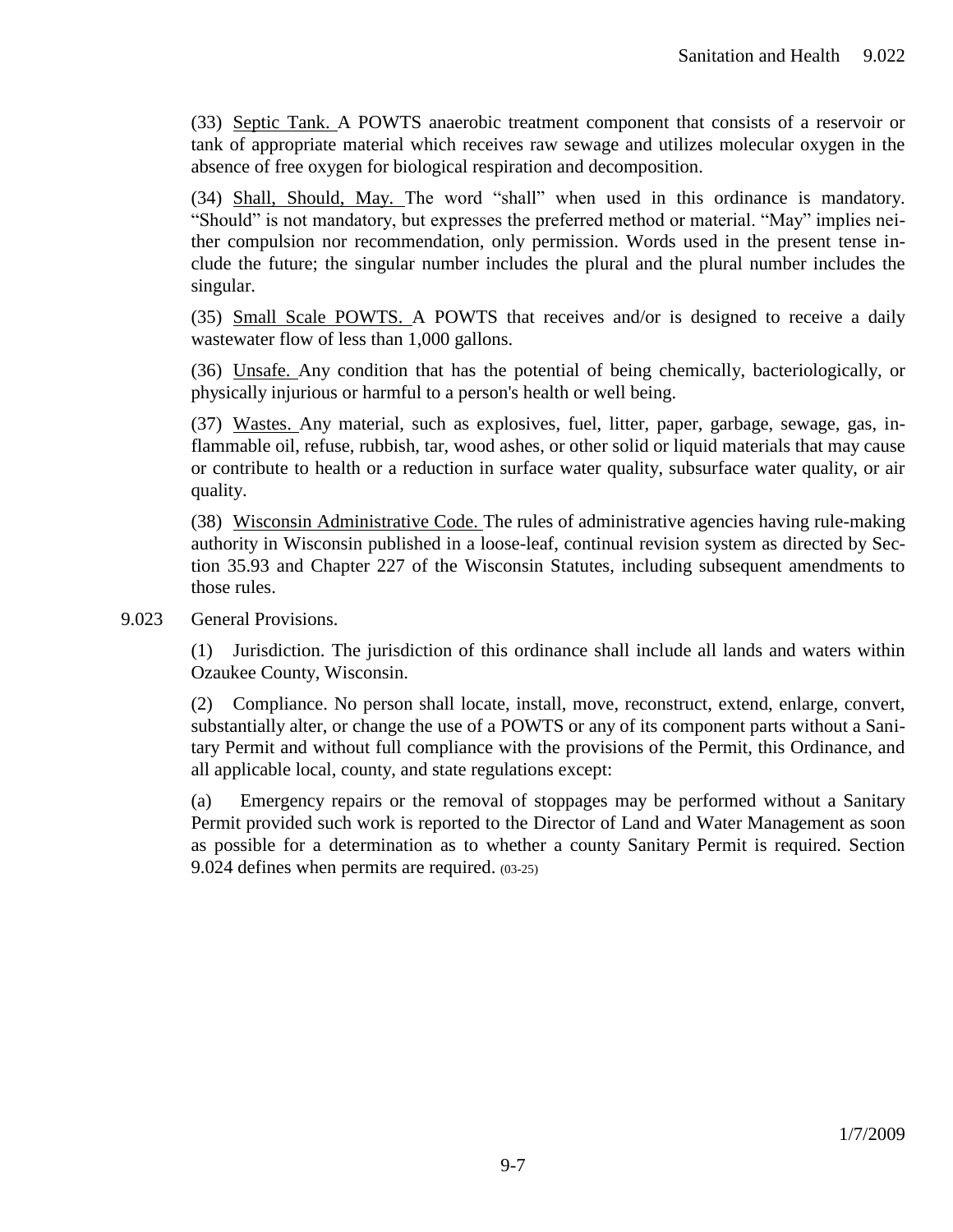(33) Septic Tank. A POWTS anaerobic treatment component that consists of a reservoir or tank of appropriate material which receives raw sewage and utilizes molecular oxygen in the absence of free oxygen for biological respiration and decomposition.

(34) Shall, Should, May. The word "shall" when used in this ordinance is mandatory. "Should" is not mandatory, but expresses the preferred method or material. "May" implies neither compulsion nor recommendation, only permission. Words used in the present tense include the future; the singular number includes the plural and the plural number includes the singular.

(35) Small Scale POWTS. A POWTS that receives and/or is designed to receive a daily wastewater flow of less than 1,000 gallons.

(36) Unsafe. Any condition that has the potential of being chemically, bacteriologically, or physically injurious or harmful to a person's health or well being.

(37) Wastes. Any material, such as explosives, fuel, litter, paper, garbage, sewage, gas, inflammable oil, refuse, rubbish, tar, wood ashes, or other solid or liquid materials that may cause or contribute to health or a reduction in surface water quality, subsurface water quality, or air quality.

(38) Wisconsin Administrative Code. The rules of administrative agencies having rule-making authority in Wisconsin published in a loose-leaf, continual revision system as directed by Section 35.93 and Chapter 227 of the Wisconsin Statutes, including subsequent amendments to those rules.

9.023 General Provisions.

(1) Jurisdiction. The jurisdiction of this ordinance shall include all lands and waters within Ozaukee County, Wisconsin.

(2) Compliance. No person shall locate, install, move, reconstruct, extend, enlarge, convert, substantially alter, or change the use of a POWTS or any of its component parts without a Sanitary Permit and without full compliance with the provisions of the Permit, this Ordinance, and all applicable local, county, and state regulations except:

(a) Emergency repairs or the removal of stoppages may be performed without a Sanitary Permit provided such work is reported to the Director of Land and Water Management as soon as possible for a determination as to whether a county Sanitary Permit is required. Section 9.024 defines when permits are required. (03-25)

1/7/2009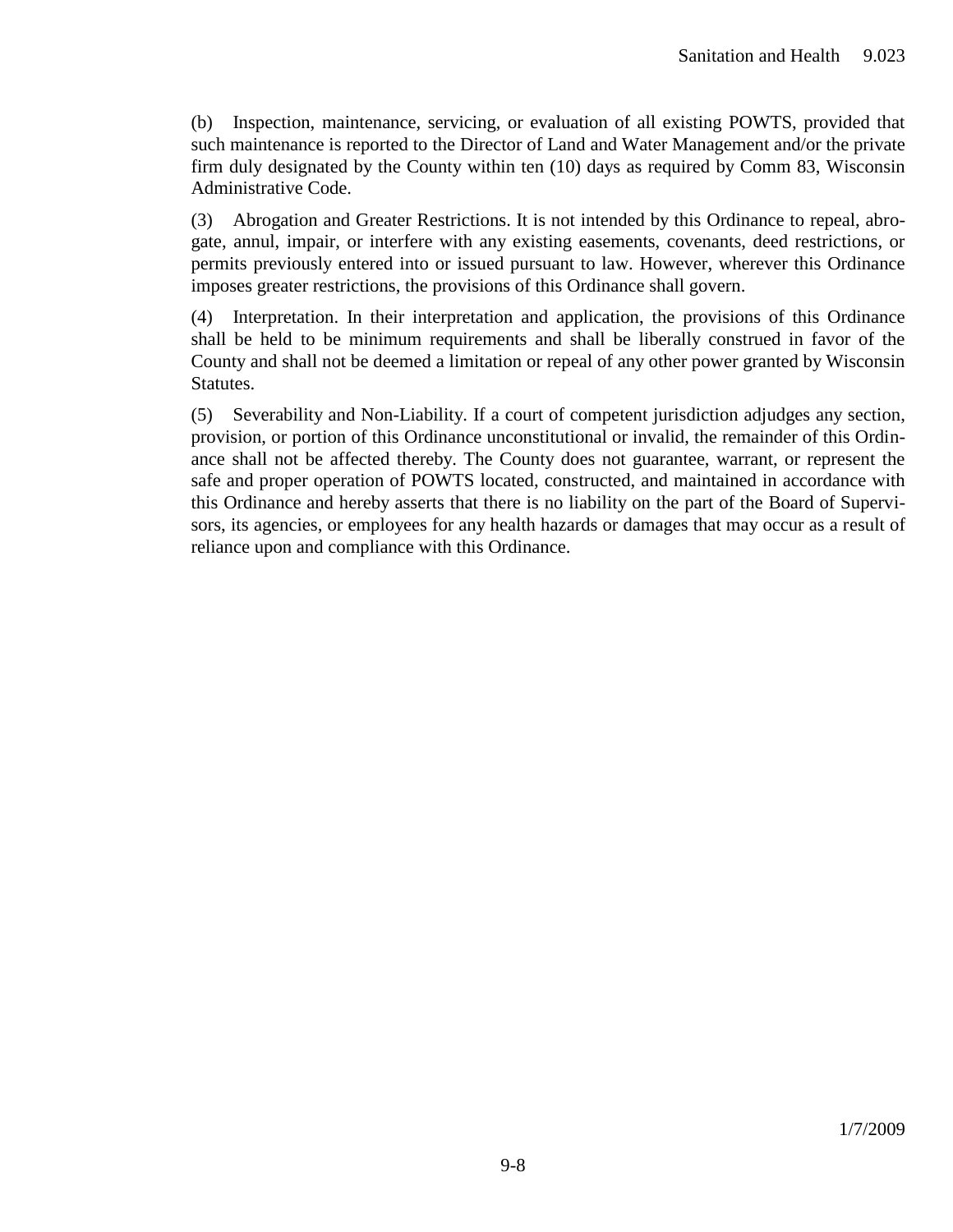(b) Inspection, maintenance, servicing, or evaluation of all existing POWTS, provided that such maintenance is reported to the Director of Land and Water Management and/or the private firm duly designated by the County within ten (10) days as required by Comm 83, Wisconsin Administrative Code.

(3) Abrogation and Greater Restrictions. It is not intended by this Ordinance to repeal, abrogate, annul, impair, or interfere with any existing easements, covenants, deed restrictions, or permits previously entered into or issued pursuant to law. However, wherever this Ordinance imposes greater restrictions, the provisions of this Ordinance shall govern.

(4) Interpretation. In their interpretation and application, the provisions of this Ordinance shall be held to be minimum requirements and shall be liberally construed in favor of the County and shall not be deemed a limitation or repeal of any other power granted by Wisconsin Statutes.

(5) Severability and Non-Liability. If a court of competent jurisdiction adjudges any section, provision, or portion of this Ordinance unconstitutional or invalid, the remainder of this Ordinance shall not be affected thereby. The County does not guarantee, warrant, or represent the safe and proper operation of POWTS located, constructed, and maintained in accordance with this Ordinance and hereby asserts that there is no liability on the part of the Board of Supervisors, its agencies, or employees for any health hazards or damages that may occur as a result of reliance upon and compliance with this Ordinance.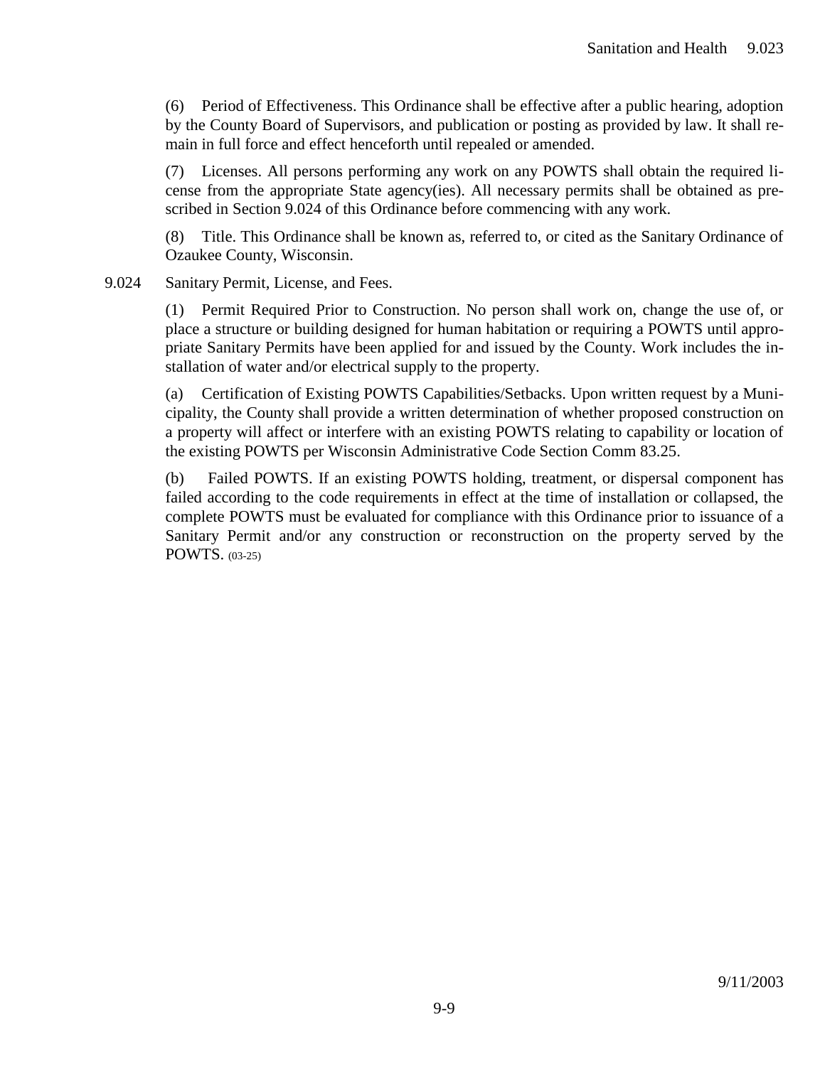(6) Period of Effectiveness. This Ordinance shall be effective after a public hearing, adoption by the County Board of Supervisors, and publication or posting as provided by law. It shall remain in full force and effect henceforth until repealed or amended.

(7) Licenses. All persons performing any work on any POWTS shall obtain the required license from the appropriate State agency(ies). All necessary permits shall be obtained as prescribed in Section 9.024 of this Ordinance before commencing with any work.

(8) Title. This Ordinance shall be known as, referred to, or cited as the Sanitary Ordinance of Ozaukee County, Wisconsin.

9.024 Sanitary Permit, License, and Fees.

(1) Permit Required Prior to Construction. No person shall work on, change the use of, or place a structure or building designed for human habitation or requiring a POWTS until appropriate Sanitary Permits have been applied for and issued by the County. Work includes the installation of water and/or electrical supply to the property.

(a) Certification of Existing POWTS Capabilities/Setbacks. Upon written request by a Municipality, the County shall provide a written determination of whether proposed construction on a property will affect or interfere with an existing POWTS relating to capability or location of the existing POWTS per Wisconsin Administrative Code Section Comm 83.25.

(b) Failed POWTS. If an existing POWTS holding, treatment, or dispersal component has failed according to the code requirements in effect at the time of installation or collapsed, the complete POWTS must be evaluated for compliance with this Ordinance prior to issuance of a Sanitary Permit and/or any construction or reconstruction on the property served by the POWTS. (03-25)

9/11/2003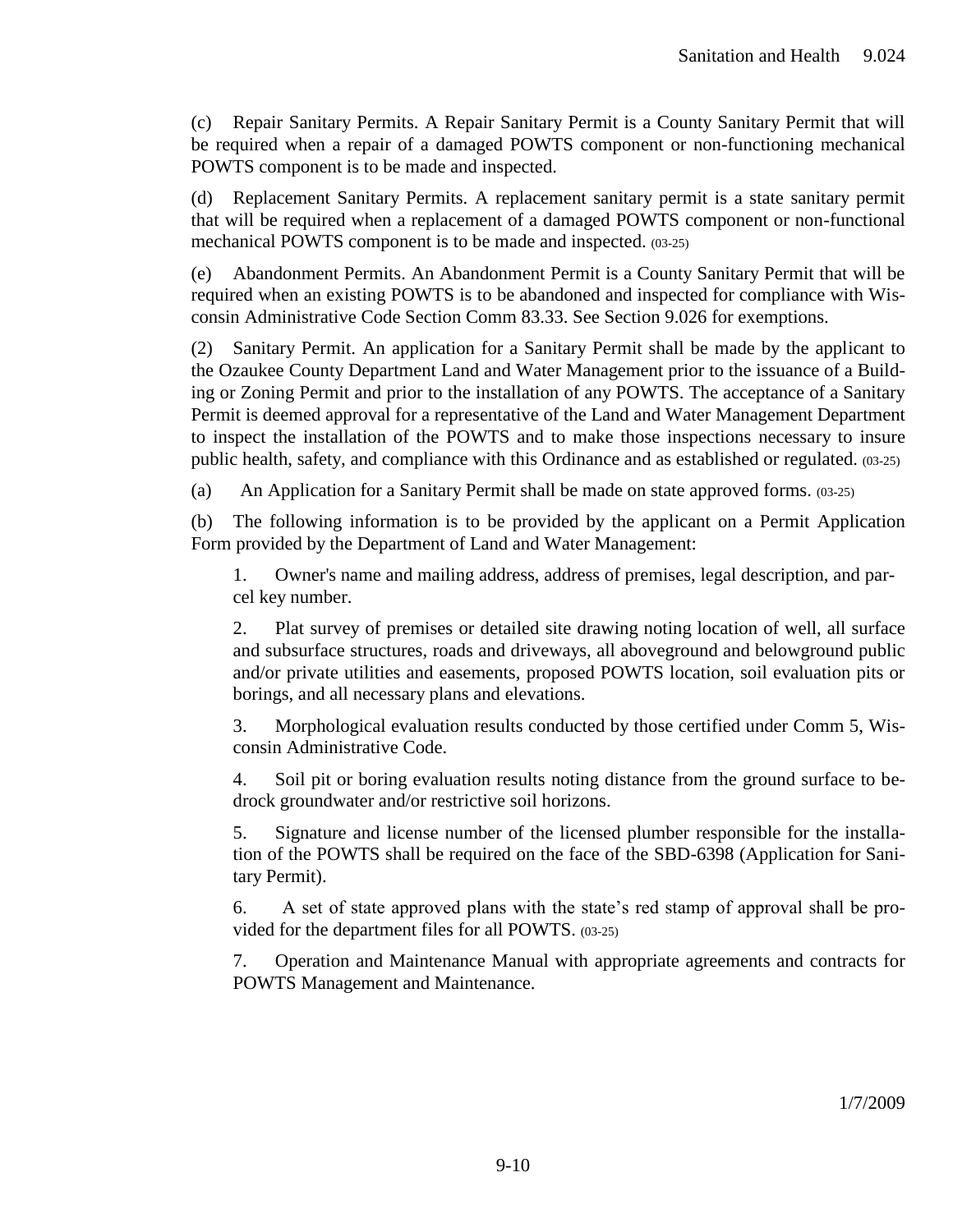(c) Repair Sanitary Permits. A Repair Sanitary Permit is a County Sanitary Permit that will be required when a repair of a damaged POWTS component or non-functioning mechanical POWTS component is to be made and inspected.

(d) Replacement Sanitary Permits. A replacement sanitary permit is a state sanitary permit that will be required when a replacement of a damaged POWTS component or non-functional mechanical POWTS component is to be made and inspected. (03-25)

(e) Abandonment Permits. An Abandonment Permit is a County Sanitary Permit that will be required when an existing POWTS is to be abandoned and inspected for compliance with Wisconsin Administrative Code Section Comm 83.33. See Section 9.026 for exemptions.

(2) Sanitary Permit. An application for a Sanitary Permit shall be made by the applicant to the Ozaukee County Department Land and Water Management prior to the issuance of a Building or Zoning Permit and prior to the installation of any POWTS. The acceptance of a Sanitary Permit is deemed approval for a representative of the Land and Water Management Department to inspect the installation of the POWTS and to make those inspections necessary to insure public health, safety, and compliance with this Ordinance and as established or regulated. (03-25)

(a) An Application for a Sanitary Permit shall be made on state approved forms. (03-25)

(b) The following information is to be provided by the applicant on a Permit Application Form provided by the Department of Land and Water Management:

1. Owner's name and mailing address, address of premises, legal description, and parcel key number.

2. Plat survey of premises or detailed site drawing noting location of well, all surface and subsurface structures, roads and driveways, all aboveground and belowground public and/or private utilities and easements, proposed POWTS location, soil evaluation pits or borings, and all necessary plans and elevations.

3. Morphological evaluation results conducted by those certified under Comm 5, Wisconsin Administrative Code.

4. Soil pit or boring evaluation results noting distance from the ground surface to bedrock groundwater and/or restrictive soil horizons.

5. Signature and license number of the licensed plumber responsible for the installation of the POWTS shall be required on the face of the SBD-6398 (Application for Sanitary Permit).

6. A set of state approved plans with the state's red stamp of approval shall be provided for the department files for all POWTS. (03-25)

7. Operation and Maintenance Manual with appropriate agreements and contracts for POWTS Management and Maintenance.

1/7/2009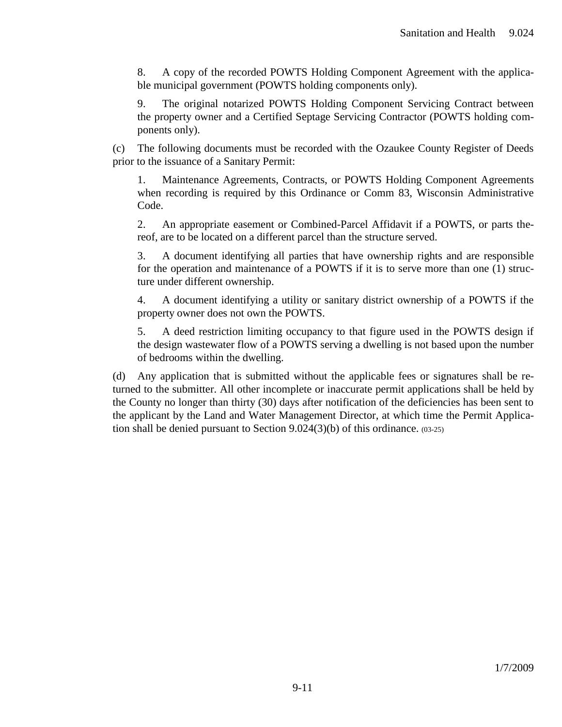8. A copy of the recorded POWTS Holding Component Agreement with the applicable municipal government (POWTS holding components only).

9. The original notarized POWTS Holding Component Servicing Contract between the property owner and a Certified Septage Servicing Contractor (POWTS holding components only).

(c) The following documents must be recorded with the Ozaukee County Register of Deeds prior to the issuance of a Sanitary Permit:

1. Maintenance Agreements, Contracts, or POWTS Holding Component Agreements when recording is required by this Ordinance or Comm 83, Wisconsin Administrative Code.

2. An appropriate easement or Combined-Parcel Affidavit if a POWTS, or parts thereof, are to be located on a different parcel than the structure served.

3. A document identifying all parties that have ownership rights and are responsible for the operation and maintenance of a POWTS if it is to serve more than one (1) structure under different ownership.

4. A document identifying a utility or sanitary district ownership of a POWTS if the property owner does not own the POWTS.

5. A deed restriction limiting occupancy to that figure used in the POWTS design if the design wastewater flow of a POWTS serving a dwelling is not based upon the number of bedrooms within the dwelling.

(d) Any application that is submitted without the applicable fees or signatures shall be returned to the submitter. All other incomplete or inaccurate permit applications shall be held by the County no longer than thirty (30) days after notification of the deficiencies has been sent to the applicant by the Land and Water Management Director, at which time the Permit Application shall be denied pursuant to Section 9.024(3)(b) of this ordinance. (03-25)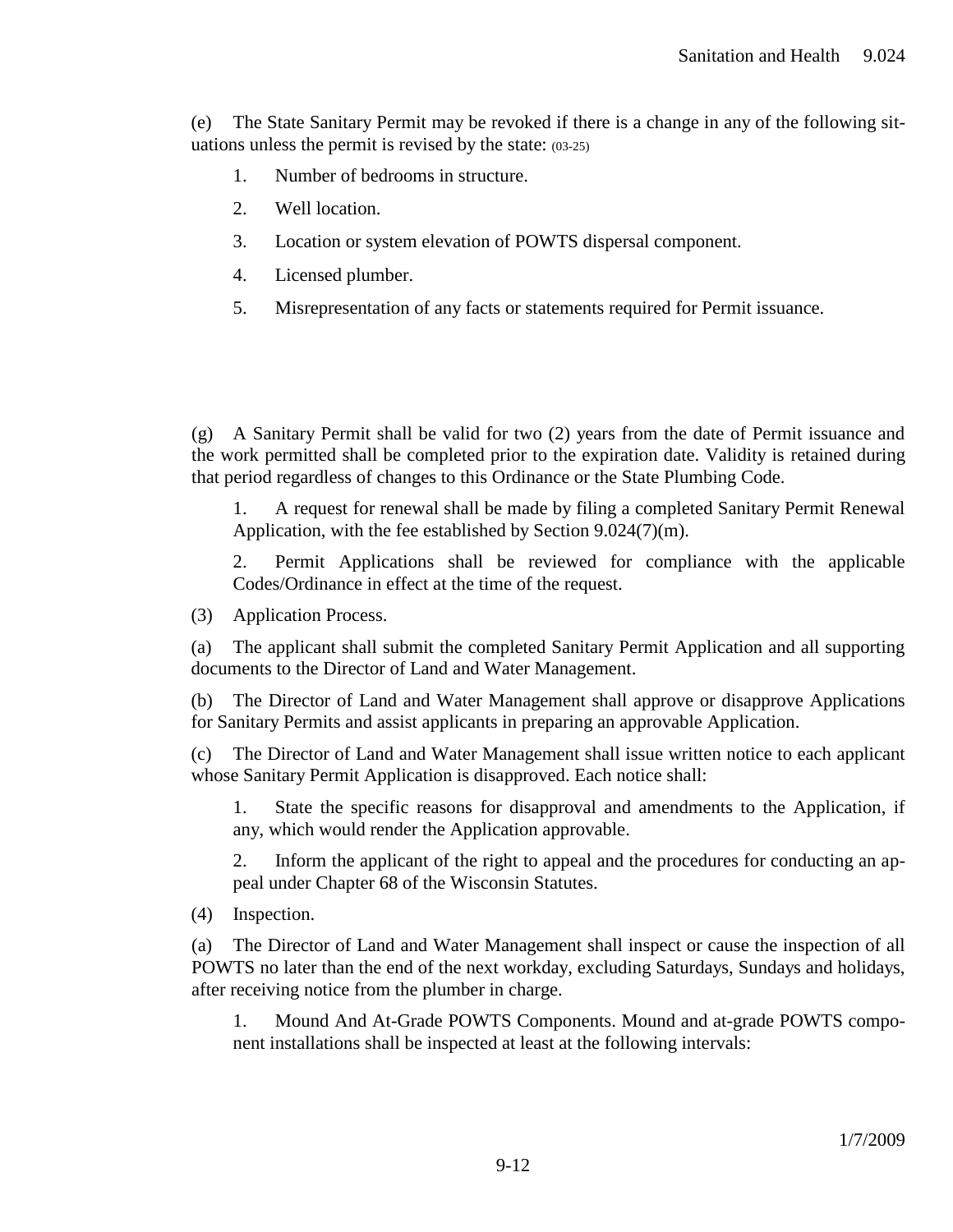(e) The State Sanitary Permit may be revoked if there is a change in any of the following situations unless the permit is revised by the state: (03-25)

1. Number of bedrooms in structure.
2. Well location.
3. Location or system elevation of POWTS dispersal component.
4. Licensed plumber.
5. Misrepresentation of any facts or statements required for Permit issuance.

(g) A Sanitary Permit shall be valid for two (2) years from the date of Permit issuance and the work permitted shall be completed prior to the expiration date. Validity is retained during that period regardless of changes to this Ordinance or the State Plumbing Code.

1. A request for renewal shall be made by filing a completed Sanitary Permit Renewal Application, with the fee established by Section 9.024(7)(m).

2. Permit Applications shall be reviewed for compliance with the applicable Codes/Ordinance in effect at the time of the request.

(3) Application Process.

(a) The applicant shall submit the completed Sanitary Permit Application and all supporting documents to the Director of Land and Water Management.

(b) The Director of Land and Water Management shall approve or disapprove Applications for Sanitary Permits and assist applicants in preparing an approvable Application.

(c) The Director of Land and Water Management shall issue written notice to each applicant whose Sanitary Permit Application is disapproved. Each notice shall:

1. State the specific reasons for disapproval and amendments to the Application, if any, which would render the Application approvable.

2. Inform the applicant of the right to appeal and the procedures for conducting an appeal under Chapter 68 of the Wisconsin Statutes.

(4) Inspection.

(a) The Director of Land and Water Management shall inspect or cause the inspection of all POWTS no later than the end of the next workday, excluding Saturdays, Sundays and holidays, after receiving notice from the plumber in charge.

1. Mound And At-Grade POWTS Components. Mound and at-grade POWTS component installations shall be inspected at least at the following intervals: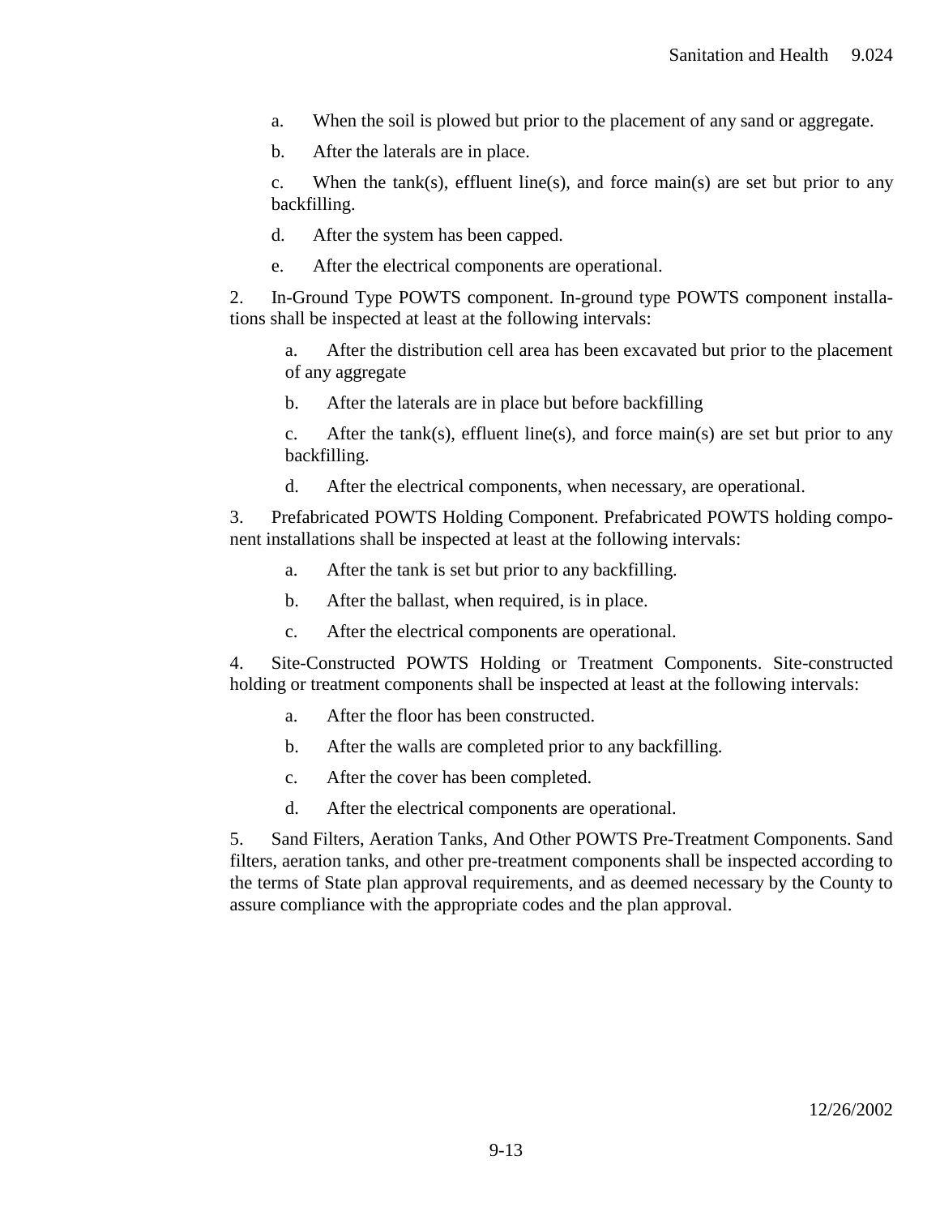a. When the soil is plowed but prior to the placement of any sand or aggregate.

b. After the laterals are in place.

c. When the tank(s), effluent line(s), and force main(s) are set but prior to any backfilling.

d. After the system has been capped.

e. After the electrical components are operational.

2. In-Ground Type POWTS component. In-ground type POWTS component installations shall be inspected at least at the following intervals:

a. After the distribution cell area has been excavated but prior to the placement of any aggregate

b. After the laterals are in place but before backfilling

c. After the tank(s), effluent line(s), and force main(s) are set but prior to any backfilling.

d. After the electrical components, when necessary, are operational.

3. Prefabricated POWTS Holding Component. Prefabricated POWTS holding component installations shall be inspected at least at the following intervals:

a. After the tank is set but prior to any backfilling.

b. After the ballast, when required, is in place.

c. After the electrical components are operational.

4. Site-Constructed POWTS Holding or Treatment Components. Site-constructed holding or treatment components shall be inspected at least at the following intervals:

a. After the floor has been constructed.

b. After the walls are completed prior to any backfilling.

c. After the cover has been completed.

d. After the electrical components are operational.

5. Sand Filters, Aeration Tanks, And Other POWTS Pre-Treatment Components. Sand filters, aeration tanks, and other pre-treatment components shall be inspected according to the terms of State plan approval requirements, and as deemed necessary by the County to assure compliance with the appropriate codes and the plan approval.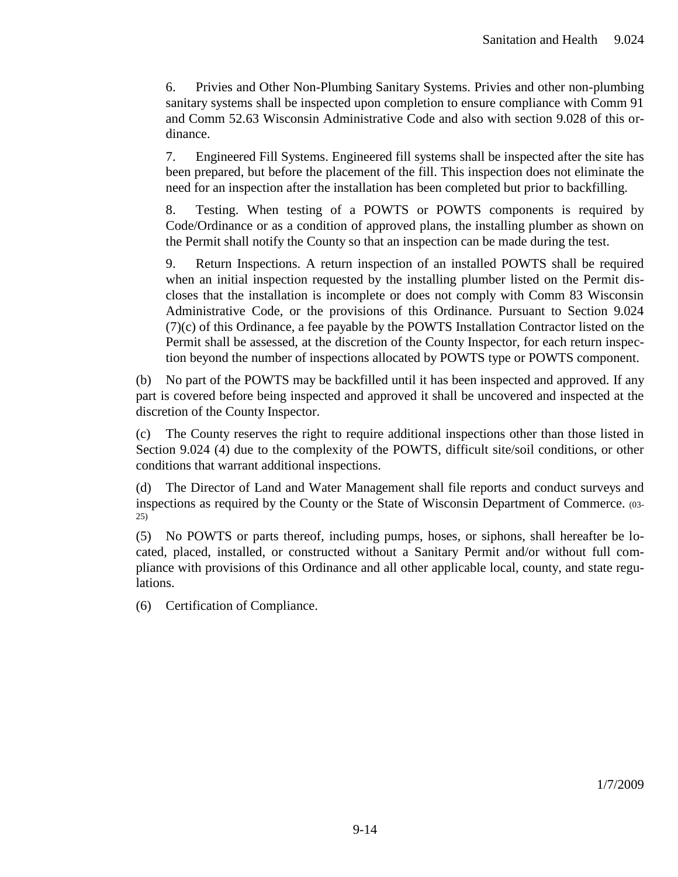6. Privies and Other Non-Plumbing Sanitary Systems. Privies and other non-plumbing sanitary systems shall be inspected upon completion to ensure compliance with Comm 91 and Comm 52.63 Wisconsin Administrative Code and also with section 9.028 of this ordinance.

7. Engineered Fill Systems. Engineered fill systems shall be inspected after the site has been prepared, but before the placement of the fill. This inspection does not eliminate the need for an inspection after the installation has been completed but prior to backfilling.

8. Testing. When testing of a POWTS or POWTS components is required by Code/Ordinance or as a condition of approved plans, the installing plumber as shown on the Permit shall notify the County so that an inspection can be made during the test.

9. Return Inspections. A return inspection of an installed POWTS shall be required when an initial inspection requested by the installing plumber listed on the Permit discloses that the installation is incomplete or does not comply with Comm 83 Wisconsin Administrative Code, or the provisions of this Ordinance. Pursuant to Section 9.024 (7)(c) of this Ordinance, a fee payable by the POWTS Installation Contractor listed on the Permit shall be assessed, at the discretion of the County Inspector, for each return inspection beyond the number of inspections allocated by POWTS type or POWTS component.

(b) No part of the POWTS may be backfilled until it has been inspected and approved. If any part is covered before being inspected and approved it shall be uncovered and inspected at the discretion of the County Inspector.

(c) The County reserves the right to require additional inspections other than those listed in Section 9.024 (4) due to the complexity of the POWTS, difficult site/soil conditions, or other conditions that warrant additional inspections.

(d) The Director of Land and Water Management shall file reports and conduct surveys and inspections as required by the County or the State of Wisconsin Department of Commerce. (03-25)

(5) No POWTS or parts thereof, including pumps, hoses, or siphons, shall hereafter be located, placed, installed, or constructed without a Sanitary Permit and/or without full compliance with provisions of this Ordinance and all other applicable local, county, and state regulations.

(6) Certification of Compliance.

1/7/2009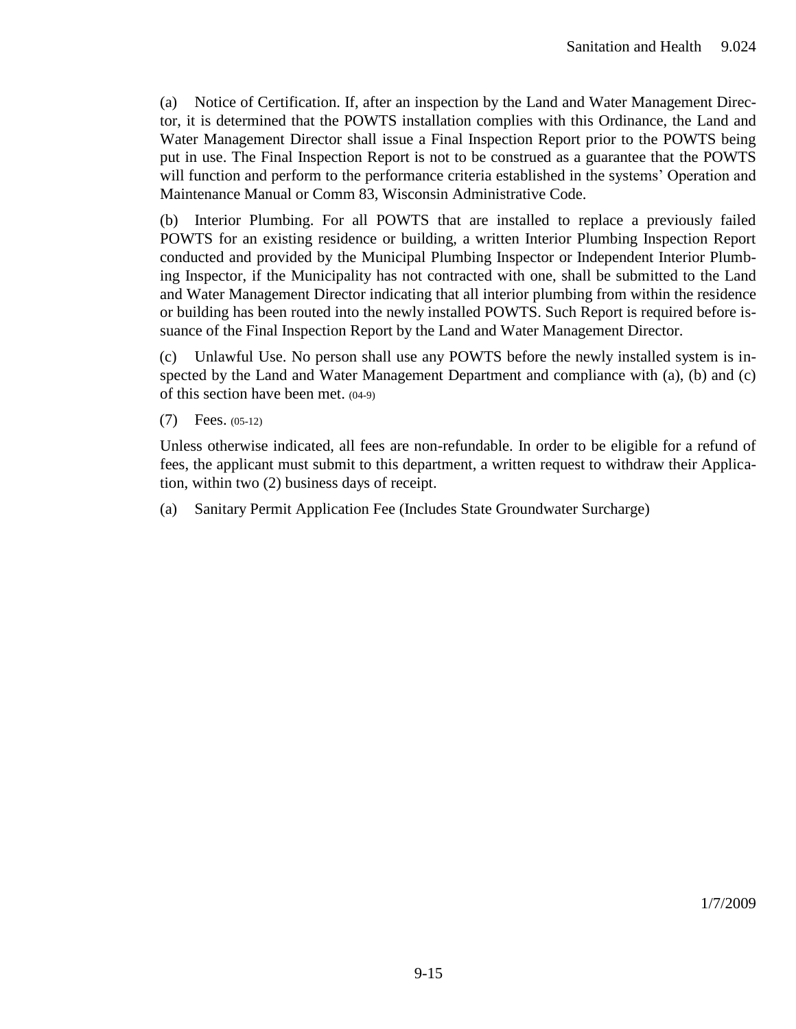(a) Notice of Certification. If, after an inspection by the Land and Water Management Director, it is determined that the POWTS installation complies with this Ordinance, the Land and Water Management Director shall issue a Final Inspection Report prior to the POWTS being put in use. The Final Inspection Report is not to be construed as a guarantee that the POWTS will function and perform to the performance criteria established in the systems' Operation and Maintenance Manual or Comm 83, Wisconsin Administrative Code.

(b) Interior Plumbing. For all POWTS that are installed to replace a previously failed POWTS for an existing residence or building, a written Interior Plumbing Inspection Report conducted and provided by the Municipal Plumbing Inspector or Independent Interior Plumbing Inspector, if the Municipality has not contracted with one, shall be submitted to the Land and Water Management Director indicating that all interior plumbing from within the residence or building has been routed into the newly installed POWTS. Such Report is required before issuance of the Final Inspection Report by the Land and Water Management Director.

(c) Unlawful Use. No person shall use any POWTS before the newly installed system is inspected by the Land and Water Management Department and compliance with (a), (b) and (c) of this section have been met. (04-9)

(7) Fees. (05-12)

Unless otherwise indicated, all fees are non-refundable. In order to be eligible for a refund of fees, the applicant must submit to this department, a written request to withdraw their Application, within two (2) business days of receipt.

(a) Sanitary Permit Application Fee (Includes State Groundwater Surcharge)

1/7/2009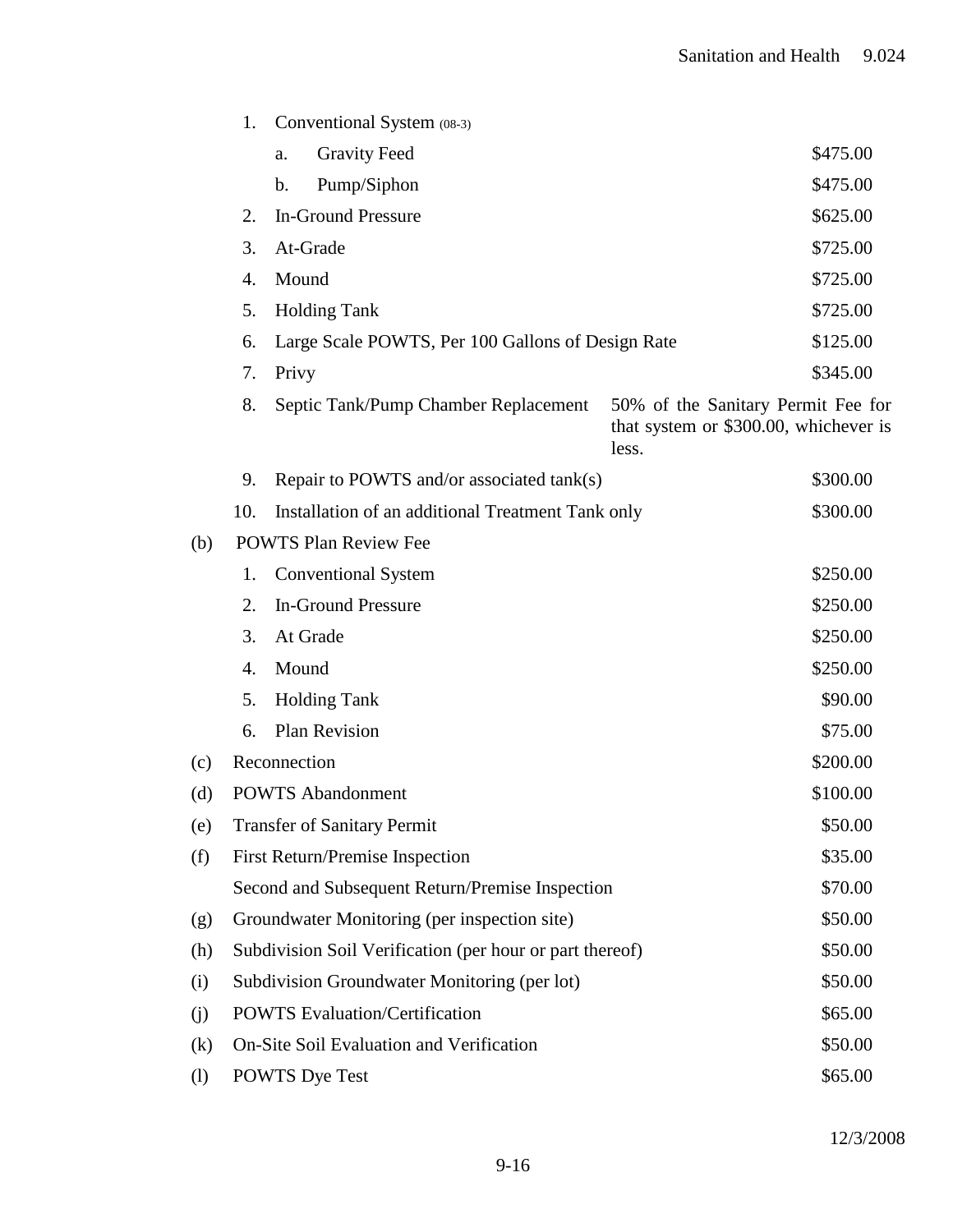1. Conventional System (08-3)
   a. Gravity Feed — $475.00
   b. Pump/Siphon — $475.00
2. In-Ground Pressure — $625.00
3. At-Grade — $725.00
4. Mound — $725.00
5. Holding Tank — $725.00
6. Large Scale POWTS, Per 100 Gallons of Design Rate — $125.00
7. Privy — $345.00
8. Septic Tank/Pump Chamber Replacement — 50% of the Sanitary Permit Fee for that system or $300.00, whichever is less.
9. Repair to POWTS and/or associated tank(s) — $300.00
10. Installation of an additional Treatment Tank only — $300.00

(b) POWTS Plan Review Fee

1. Conventional System — $250.00
2. In-Ground Pressure — $250.00
3. At Grade — $250.00
4. Mound — $250.00
5. Holding Tank — $90.00
6. Plan Revision — $75.00

(c) Reconnection — $200.00

(d) POWTS Abandonment — $100.00

(e) Transfer of Sanitary Permit — $50.00

(f) First Return/Premise Inspection — $35.00

Second and Subsequent Return/Premise Inspection — $70.00

(g) Groundwater Monitoring (per inspection site) — $50.00

(h) Subdivision Soil Verification (per hour or part thereof) — $50.00

(i) Subdivision Groundwater Monitoring (per lot) — $50.00

(j) POWTS Evaluation/Certification — $65.00

(k) On-Site Soil Evaluation and Verification — $50.00

(l) POWTS Dye Test — $65.00

12/3/2008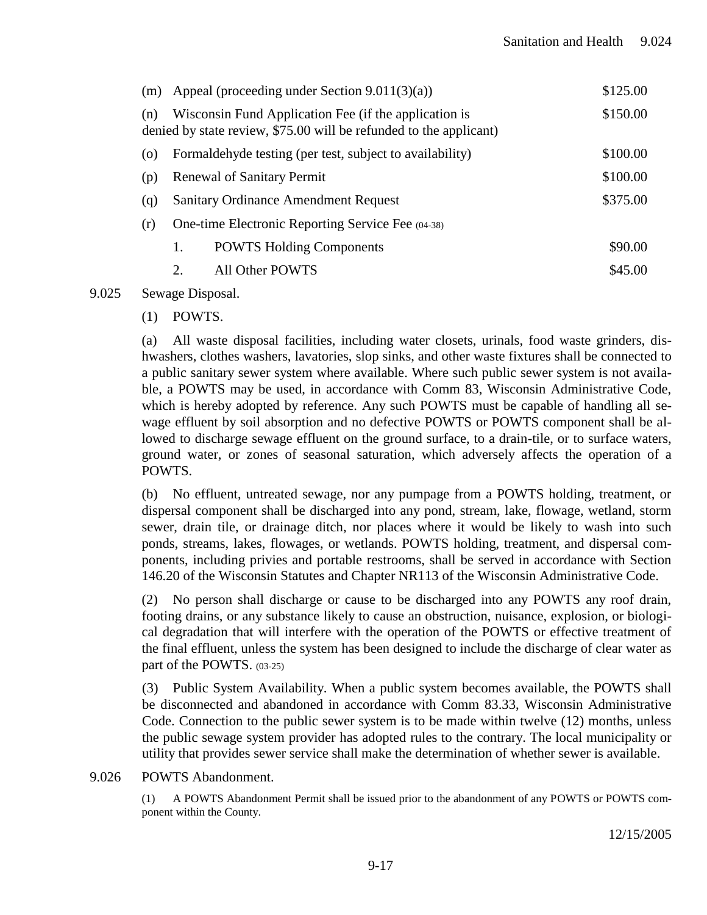(m) Appeal (proceeding under Section 9.011(3)(a)) $125.00

(n) Wisconsin Fund Application Fee (if the application is denied by state review, $75.00 will be refunded to the applicant) $150.00

(o) Formaldehyde testing (per test, subject to availability) $100.00

(p) Renewal of Sanitary Permit $100.00

(q) Sanitary Ordinance Amendment Request $375.00

(r) One-time Electronic Reporting Service Fee (04-38)

1. POWTS Holding Components $90.00

2. All Other POWTS $45.00

9.025 Sewage Disposal.

(1) POWTS.

(a) All waste disposal facilities, including water closets, urinals, food waste grinders, dishwashers, clothes washers, lavatories, slop sinks, and other waste fixtures shall be connected to a public sanitary sewer system where available. Where such public sewer system is not available, a POWTS may be used, in accordance with Comm 83, Wisconsin Administrative Code, which is hereby adopted by reference. Any such POWTS must be capable of handling all sewage effluent by soil absorption and no defective POWTS or POWTS component shall be allowed to discharge sewage effluent on the ground surface, to a drain-tile, or to surface waters, ground water, or zones of seasonal saturation, which adversely affects the operation of a POWTS.

(b) No effluent, untreated sewage, nor any pumpage from a POWTS holding, treatment, or dispersal component shall be discharged into any pond, stream, lake, flowage, wetland, storm sewer, drain tile, or drainage ditch, nor places where it would be likely to wash into such ponds, streams, lakes, flowages, or wetlands. POWTS holding, treatment, and dispersal components, including privies and portable restrooms, shall be served in accordance with Section 146.20 of the Wisconsin Statutes and Chapter NR113 of the Wisconsin Administrative Code.

(2) No person shall discharge or cause to be discharged into any POWTS any roof drain, footing drains, or any substance likely to cause an obstruction, nuisance, explosion, or biological degradation that will interfere with the operation of the POWTS or effective treatment of the final effluent, unless the system has been designed to include the discharge of clear water as part of the POWTS. (03-25)

(3) Public System Availability. When a public system becomes available, the POWTS shall be disconnected and abandoned in accordance with Comm 83.33, Wisconsin Administrative Code. Connection to the public sewer system is to be made within twelve (12) months, unless the public sewage system provider has adopted rules to the contrary. The local municipality or utility that provides sewer service shall make the determination of whether sewer is available.

9.026 POWTS Abandonment.

(1) A POWTS Abandonment Permit shall be issued prior to the abandonment of any POWTS or POWTS component within the County.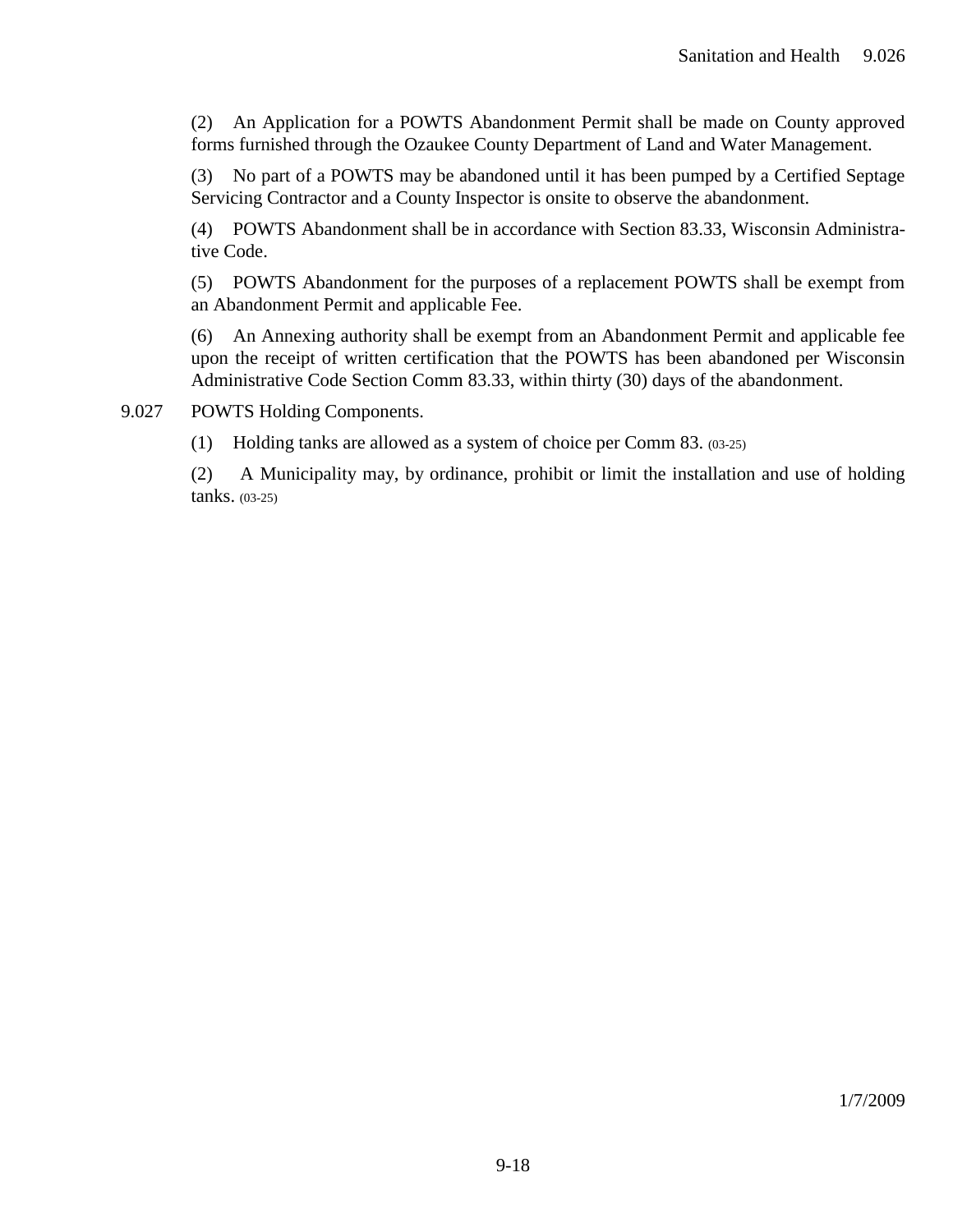(2) An Application for a POWTS Abandonment Permit shall be made on County approved forms furnished through the Ozaukee County Department of Land and Water Management.

(3) No part of a POWTS may be abandoned until it has been pumped by a Certified Septage Servicing Contractor and a County Inspector is onsite to observe the abandonment.

(4) POWTS Abandonment shall be in accordance with Section 83.33, Wisconsin Administrative Code.

(5) POWTS Abandonment for the purposes of a replacement POWTS shall be exempt from an Abandonment Permit and applicable Fee.

(6) An Annexing authority shall be exempt from an Abandonment Permit and applicable fee upon the receipt of written certification that the POWTS has been abandoned per Wisconsin Administrative Code Section Comm 83.33, within thirty (30) days of the abandonment.

9.027 POWTS Holding Components.

(1) Holding tanks are allowed as a system of choice per Comm 83. (03-25)

(2) A Municipality may, by ordinance, prohibit or limit the installation and use of holding tanks. (03-25)

1/7/2009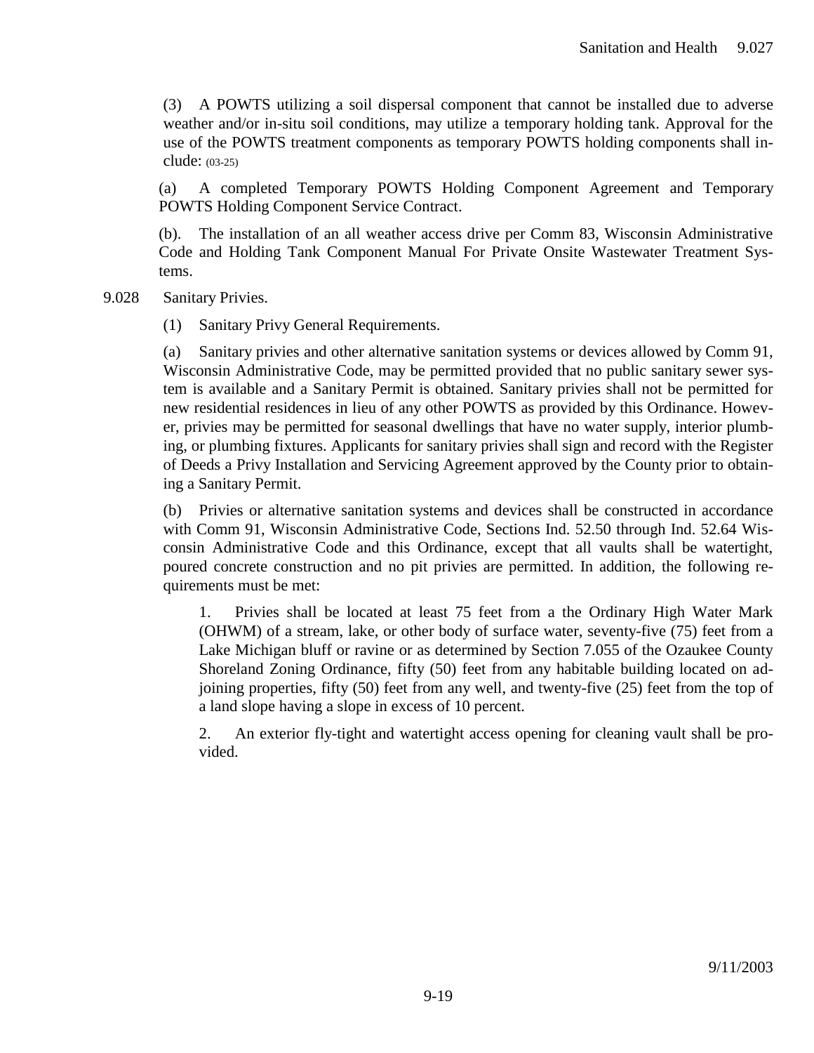(3) A POWTS utilizing a soil dispersal component that cannot be installed due to adverse weather and/or in-situ soil conditions, may utilize a temporary holding tank. Approval for the use of the POWTS treatment components as temporary POWTS holding components shall include: (03-25)

(a) A completed Temporary POWTS Holding Component Agreement and Temporary POWTS Holding Component Service Contract.

(b). The installation of an all weather access drive per Comm 83, Wisconsin Administrative Code and Holding Tank Component Manual For Private Onsite Wastewater Treatment Systems.

9.028 Sanitary Privies.

(1) Sanitary Privy General Requirements.

(a) Sanitary privies and other alternative sanitation systems or devices allowed by Comm 91, Wisconsin Administrative Code, may be permitted provided that no public sanitary sewer system is available and a Sanitary Permit is obtained. Sanitary privies shall not be permitted for new residential residences in lieu of any other POWTS as provided by this Ordinance. However, privies may be permitted for seasonal dwellings that have no water supply, interior plumbing, or plumbing fixtures. Applicants for sanitary privies shall sign and record with the Register of Deeds a Privy Installation and Servicing Agreement approved by the County prior to obtaining a Sanitary Permit.

(b) Privies or alternative sanitation systems and devices shall be constructed in accordance with Comm 91, Wisconsin Administrative Code, Sections Ind. 52.50 through Ind. 52.64 Wisconsin Administrative Code and this Ordinance, except that all vaults shall be watertight, poured concrete construction and no pit privies are permitted. In addition, the following requirements must be met:

1. Privies shall be located at least 75 feet from a the Ordinary High Water Mark (OHWM) of a stream, lake, or other body of surface water, seventy-five (75) feet from a Lake Michigan bluff or ravine or as determined by Section 7.055 of the Ozaukee County Shoreland Zoning Ordinance, fifty (50) feet from any habitable building located on adjoining properties, fifty (50) feet from any well, and twenty-five (25) feet from the top of a land slope having a slope in excess of 10 percent.

2. An exterior fly-tight and watertight access opening for cleaning vault shall be provided.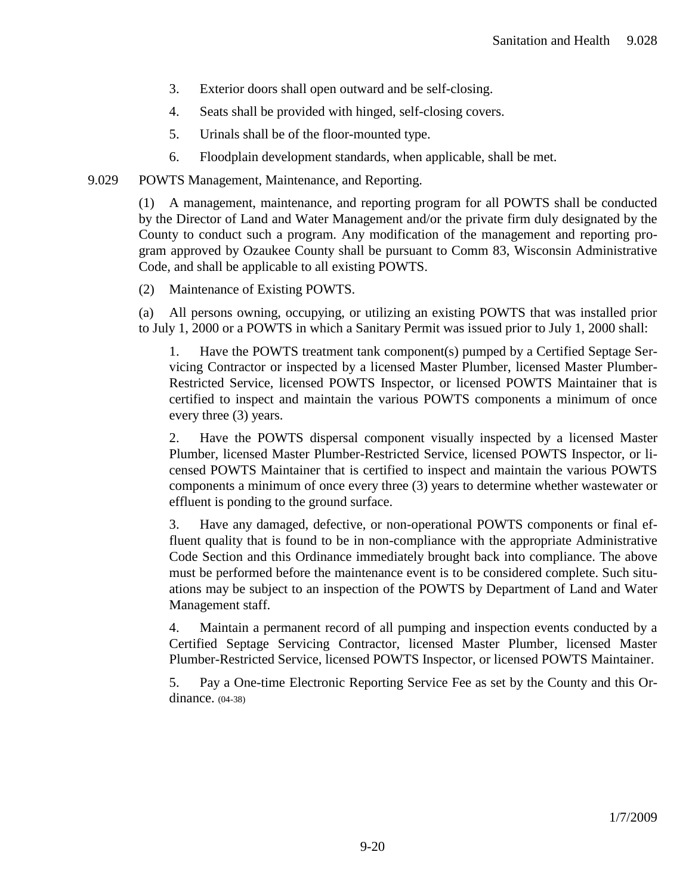3. Exterior doors shall open outward and be self-closing.

4. Seats shall be provided with hinged, self-closing covers.

5. Urinals shall be of the floor-mounted type.

6. Floodplain development standards, when applicable, shall be met.

9.029 POWTS Management, Maintenance, and Reporting.

(1) A management, maintenance, and reporting program for all POWTS shall be conducted by the Director of Land and Water Management and/or the private firm duly designated by the County to conduct such a program. Any modification of the management and reporting program approved by Ozaukee County shall be pursuant to Comm 83, Wisconsin Administrative Code, and shall be applicable to all existing POWTS.

(2) Maintenance of Existing POWTS.

(a) All persons owning, occupying, or utilizing an existing POWTS that was installed prior to July 1, 2000 or a POWTS in which a Sanitary Permit was issued prior to July 1, 2000 shall:

1. Have the POWTS treatment tank component(s) pumped by a Certified Septage Servicing Contractor or inspected by a licensed Master Plumber, licensed Master Plumber-Restricted Service, licensed POWTS Inspector, or licensed POWTS Maintainer that is certified to inspect and maintain the various POWTS components a minimum of once every three (3) years.

2. Have the POWTS dispersal component visually inspected by a licensed Master Plumber, licensed Master Plumber-Restricted Service, licensed POWTS Inspector, or licensed POWTS Maintainer that is certified to inspect and maintain the various POWTS components a minimum of once every three (3) years to determine whether wastewater or effluent is ponding to the ground surface.

3. Have any damaged, defective, or non-operational POWTS components or final effluent quality that is found to be in non-compliance with the appropriate Administrative Code Section and this Ordinance immediately brought back into compliance. The above must be performed before the maintenance event is to be considered complete. Such situations may be subject to an inspection of the POWTS by Department of Land and Water Management staff.

4. Maintain a permanent record of all pumping and inspection events conducted by a Certified Septage Servicing Contractor, licensed Master Plumber, licensed Master Plumber-Restricted Service, licensed POWTS Inspector, or licensed POWTS Maintainer.

5. Pay a One-time Electronic Reporting Service Fee as set by the County and this Ordinance. (04-38)

1/7/2009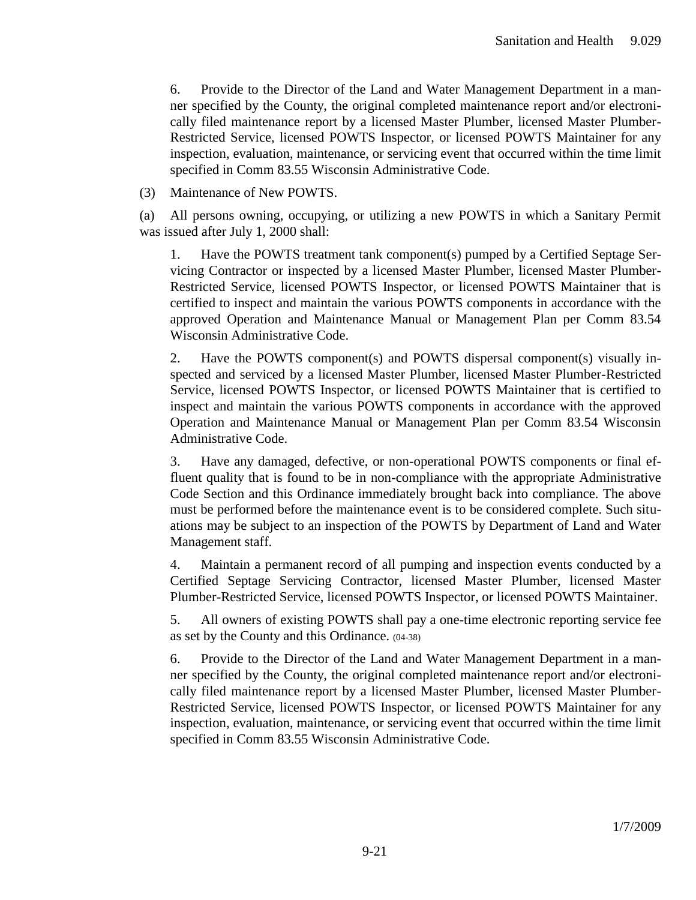6. Provide to the Director of the Land and Water Management Department in a manner specified by the County, the original completed maintenance report and/or electronically filed maintenance report by a licensed Master Plumber, licensed Master Plumber-Restricted Service, licensed POWTS Inspector, or licensed POWTS Maintainer for any inspection, evaluation, maintenance, or servicing event that occurred within the time limit specified in Comm 83.55 Wisconsin Administrative Code.

(3) Maintenance of New POWTS.

(a) All persons owning, occupying, or utilizing a new POWTS in which a Sanitary Permit was issued after July 1, 2000 shall:

1. Have the POWTS treatment tank component(s) pumped by a Certified Septage Servicing Contractor or inspected by a licensed Master Plumber, licensed Master Plumber-Restricted Service, licensed POWTS Inspector, or licensed POWTS Maintainer that is certified to inspect and maintain the various POWTS components in accordance with the approved Operation and Maintenance Manual or Management Plan per Comm 83.54 Wisconsin Administrative Code.

2. Have the POWTS component(s) and POWTS dispersal component(s) visually inspected and serviced by a licensed Master Plumber, licensed Master Plumber-Restricted Service, licensed POWTS Inspector, or licensed POWTS Maintainer that is certified to inspect and maintain the various POWTS components in accordance with the approved Operation and Maintenance Manual or Management Plan per Comm 83.54 Wisconsin Administrative Code.

3. Have any damaged, defective, or non-operational POWTS components or final effluent quality that is found to be in non-compliance with the appropriate Administrative Code Section and this Ordinance immediately brought back into compliance. The above must be performed before the maintenance event is to be considered complete. Such situations may be subject to an inspection of the POWTS by Department of Land and Water Management staff.

4. Maintain a permanent record of all pumping and inspection events conducted by a Certified Septage Servicing Contractor, licensed Master Plumber, licensed Master Plumber-Restricted Service, licensed POWTS Inspector, or licensed POWTS Maintainer.

5. All owners of existing POWTS shall pay a one-time electronic reporting service fee as set by the County and this Ordinance. (04-38)

6. Provide to the Director of the Land and Water Management Department in a manner specified by the County, the original completed maintenance report and/or electronically filed maintenance report by a licensed Master Plumber, licensed Master Plumber-Restricted Service, licensed POWTS Inspector, or licensed POWTS Maintainer for any inspection, evaluation, maintenance, or servicing event that occurred within the time limit specified in Comm 83.55 Wisconsin Administrative Code.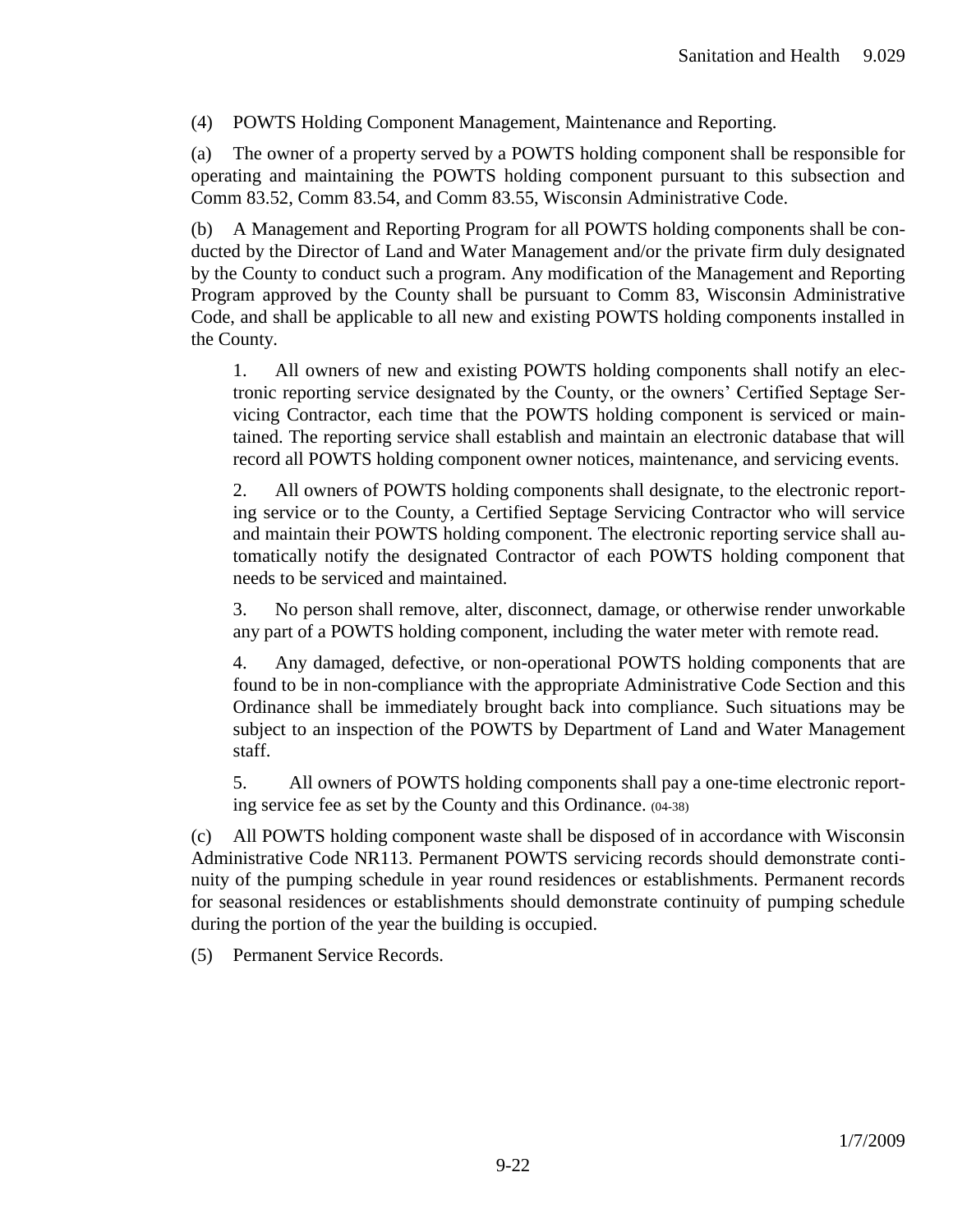(4) POWTS Holding Component Management, Maintenance and Reporting.

(a) The owner of a property served by a POWTS holding component shall be responsible for operating and maintaining the POWTS holding component pursuant to this subsection and Comm 83.52, Comm 83.54, and Comm 83.55, Wisconsin Administrative Code.

(b) A Management and Reporting Program for all POWTS holding components shall be conducted by the Director of Land and Water Management and/or the private firm duly designated by the County to conduct such a program. Any modification of the Management and Reporting Program approved by the County shall be pursuant to Comm 83, Wisconsin Administrative Code, and shall be applicable to all new and existing POWTS holding components installed in the County.

1. All owners of new and existing POWTS holding components shall notify an electronic reporting service designated by the County, or the owners' Certified Septage Servicing Contractor, each time that the POWTS holding component is serviced or maintained. The reporting service shall establish and maintain an electronic database that will record all POWTS holding component owner notices, maintenance, and servicing events.

2. All owners of POWTS holding components shall designate, to the electronic reporting service or to the County, a Certified Septage Servicing Contractor who will service and maintain their POWTS holding component. The electronic reporting service shall automatically notify the designated Contractor of each POWTS holding component that needs to be serviced and maintained.

3. No person shall remove, alter, disconnect, damage, or otherwise render unworkable any part of a POWTS holding component, including the water meter with remote read.

4. Any damaged, defective, or non-operational POWTS holding components that are found to be in non-compliance with the appropriate Administrative Code Section and this Ordinance shall be immediately brought back into compliance. Such situations may be subject to an inspection of the POWTS by Department of Land and Water Management staff.

5. All owners of POWTS holding components shall pay a one-time electronic reporting service fee as set by the County and this Ordinance. (04-38)

(c) All POWTS holding component waste shall be disposed of in accordance with Wisconsin Administrative Code NR113. Permanent POWTS servicing records should demonstrate continuity of the pumping schedule in year round residences or establishments. Permanent records for seasonal residences or establishments should demonstrate continuity of pumping schedule during the portion of the year the building is occupied.

(5) Permanent Service Records.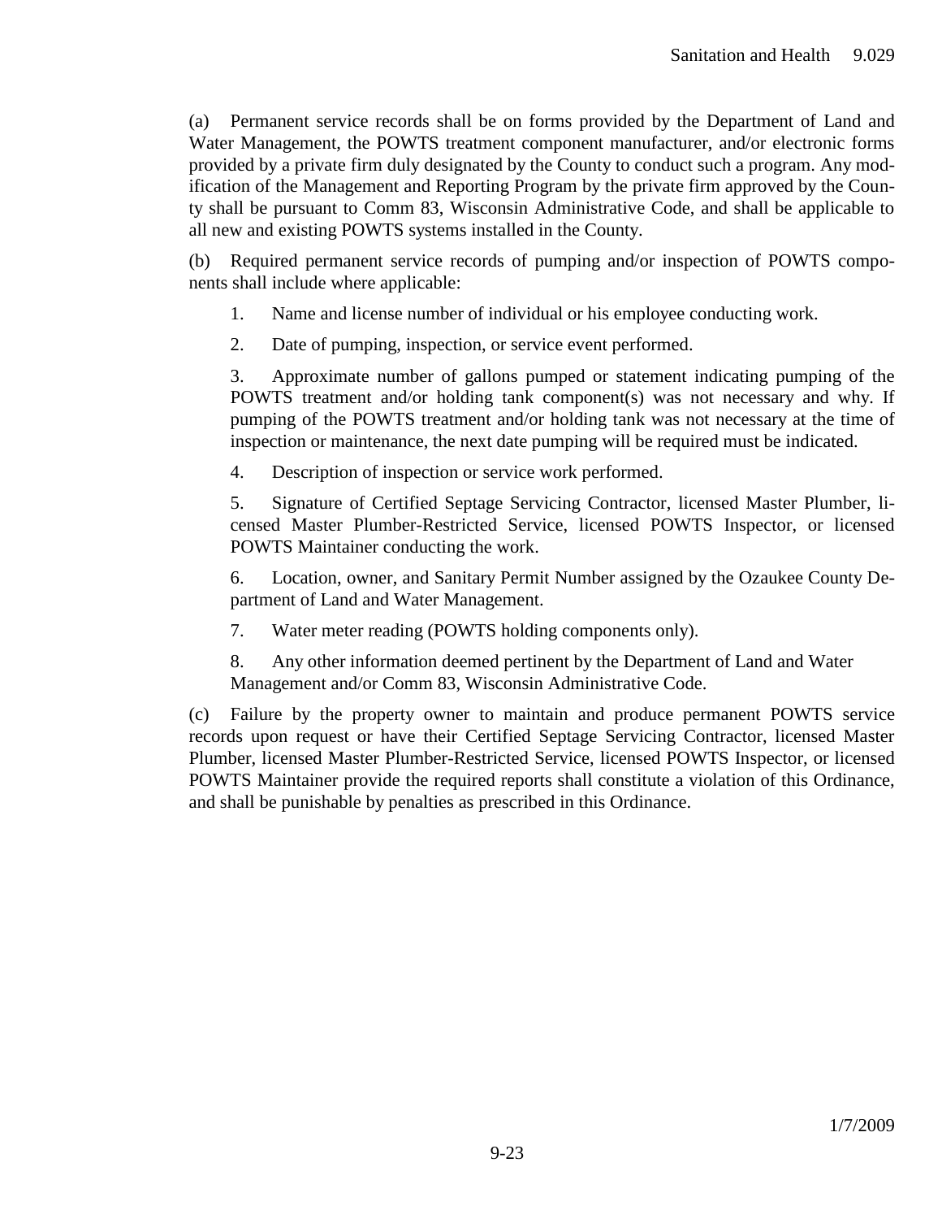(a) Permanent service records shall be on forms provided by the Department of Land and Water Management, the POWTS treatment component manufacturer, and/or electronic forms provided by a private firm duly designated by the County to conduct such a program. Any modification of the Management and Reporting Program by the private firm approved by the County shall be pursuant to Comm 83, Wisconsin Administrative Code, and shall be applicable to all new and existing POWTS systems installed in the County.

(b) Required permanent service records of pumping and/or inspection of POWTS components shall include where applicable:

1. Name and license number of individual or his employee conducting work.

2. Date of pumping, inspection, or service event performed.

3. Approximate number of gallons pumped or statement indicating pumping of the POWTS treatment and/or holding tank component(s) was not necessary and why. If pumping of the POWTS treatment and/or holding tank was not necessary at the time of inspection or maintenance, the next date pumping will be required must be indicated.

4. Description of inspection or service work performed.

5. Signature of Certified Septage Servicing Contractor, licensed Master Plumber, licensed Master Plumber-Restricted Service, licensed POWTS Inspector, or licensed POWTS Maintainer conducting the work.

6. Location, owner, and Sanitary Permit Number assigned by the Ozaukee County Department of Land and Water Management.

7. Water meter reading (POWTS holding components only).

8. Any other information deemed pertinent by the Department of Land and Water Management and/or Comm 83, Wisconsin Administrative Code.

(c) Failure by the property owner to maintain and produce permanent POWTS service records upon request or have their Certified Septage Servicing Contractor, licensed Master Plumber, licensed Master Plumber-Restricted Service, licensed POWTS Inspector, or licensed POWTS Maintainer provide the required reports shall constitute a violation of this Ordinance, and shall be punishable by penalties as prescribed in this Ordinance.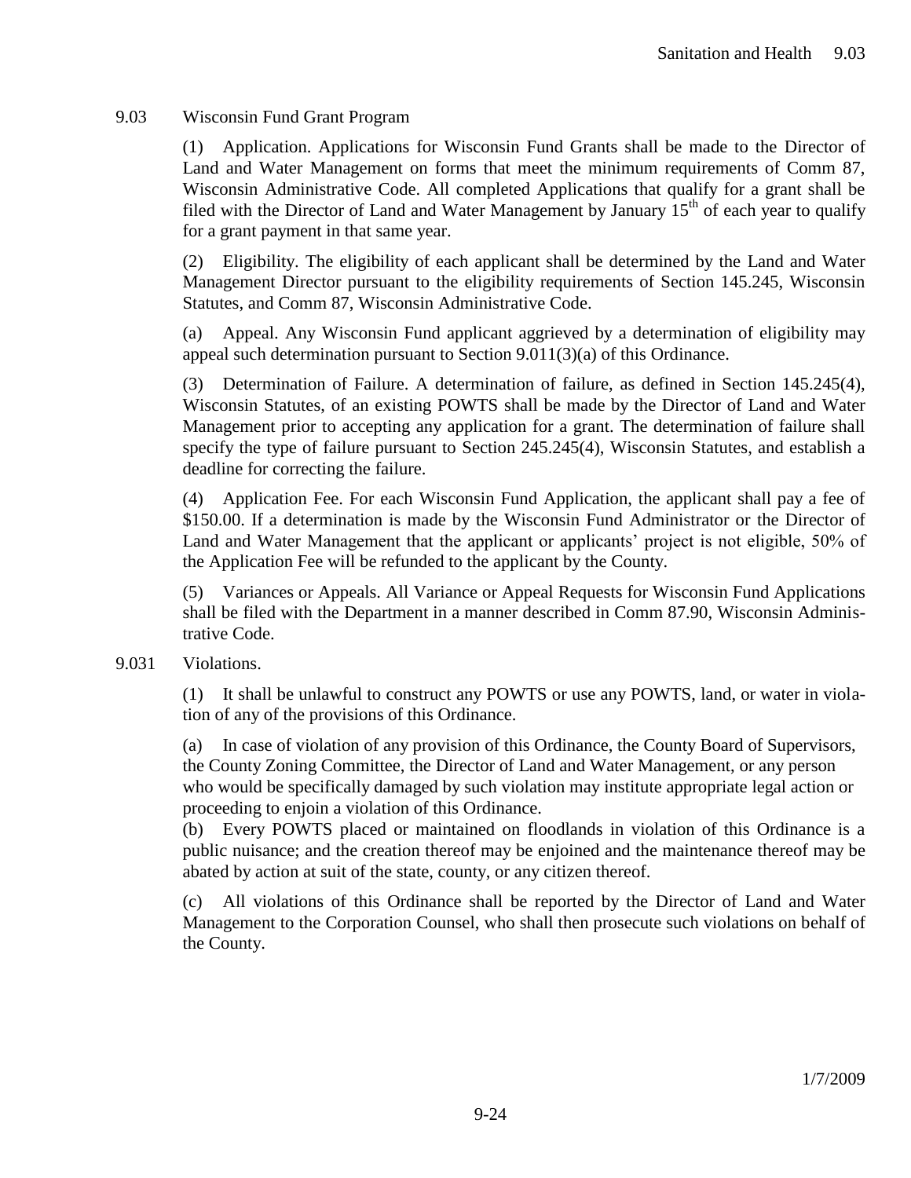## 9.03 Wisconsin Fund Grant Program

(1) Application. Applications for Wisconsin Fund Grants shall be made to the Director of Land and Water Management on forms that meet the minimum requirements of Comm 87, Wisconsin Administrative Code. All completed Applications that qualify for a grant shall be filed with the Director of Land and Water Management by January 15th of each year to qualify for a grant payment in that same year.

(2) Eligibility. The eligibility of each applicant shall be determined by the Land and Water Management Director pursuant to the eligibility requirements of Section 145.245, Wisconsin Statutes, and Comm 87, Wisconsin Administrative Code.

(a) Appeal. Any Wisconsin Fund applicant aggrieved by a determination of eligibility may appeal such determination pursuant to Section 9.011(3)(a) of this Ordinance.

(3) Determination of Failure. A determination of failure, as defined in Section 145.245(4), Wisconsin Statutes, of an existing POWTS shall be made by the Director of Land and Water Management prior to accepting any application for a grant. The determination of failure shall specify the type of failure pursuant to Section 245.245(4), Wisconsin Statutes, and establish a deadline for correcting the failure.

(4) Application Fee. For each Wisconsin Fund Application, the applicant shall pay a fee of $150.00. If a determination is made by the Wisconsin Fund Administrator or the Director of Land and Water Management that the applicant or applicants' project is not eligible, 50% of the Application Fee will be refunded to the applicant by the County.

(5) Variances or Appeals. All Variance or Appeal Requests for Wisconsin Fund Applications shall be filed with the Department in a manner described in Comm 87.90, Wisconsin Administrative Code.

## 9.031 Violations.

(1) It shall be unlawful to construct any POWTS or use any POWTS, land, or water in violation of any of the provisions of this Ordinance.

(a) In case of violation of any provision of this Ordinance, the County Board of Supervisors, the County Zoning Committee, the Director of Land and Water Management, or any person who would be specifically damaged by such violation may institute appropriate legal action or proceeding to enjoin a violation of this Ordinance.

(b) Every POWTS placed or maintained on floodlands in violation of this Ordinance is a public nuisance; and the creation thereof may be enjoined and the maintenance thereof may be abated by action at suit of the state, county, or any citizen thereof.

(c) All violations of this Ordinance shall be reported by the Director of Land and Water Management to the Corporation Counsel, who shall then prosecute such violations on behalf of the County.

1/7/2009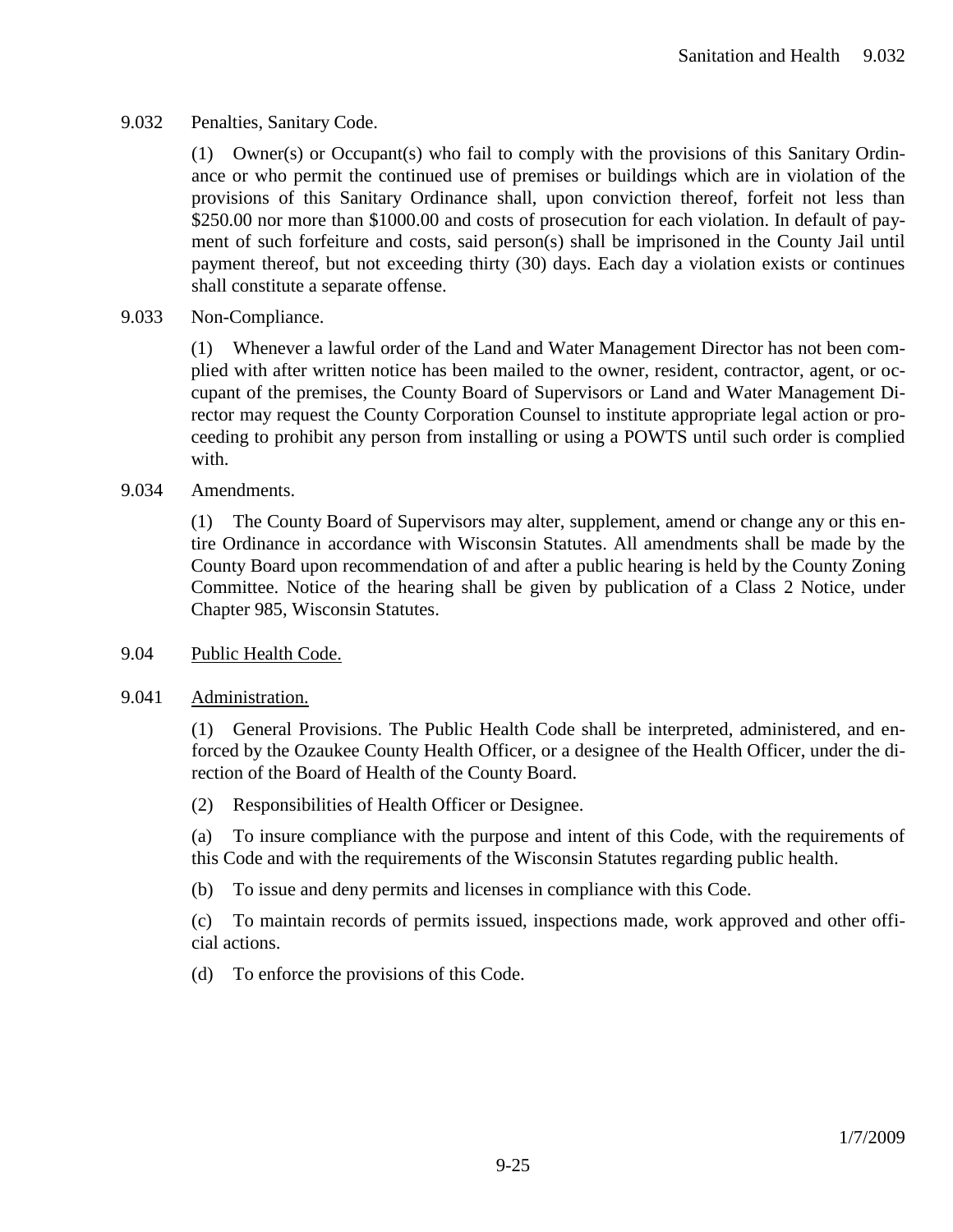9.032 Penalties, Sanitary Code.

(1) Owner(s) or Occupant(s) who fail to comply with the provisions of this Sanitary Ordinance or who permit the continued use of premises or buildings which are in violation of the provisions of this Sanitary Ordinance shall, upon conviction thereof, forfeit not less than $250.00 nor more than $1000.00 and costs of prosecution for each violation. In default of payment of such forfeiture and costs, said person(s) shall be imprisoned in the County Jail until payment thereof, but not exceeding thirty (30) days. Each day a violation exists or continues shall constitute a separate offense.

9.033 Non-Compliance.

(1) Whenever a lawful order of the Land and Water Management Director has not been complied with after written notice has been mailed to the owner, resident, contractor, agent, or occupant of the premises, the County Board of Supervisors or Land and Water Management Director may request the County Corporation Counsel to institute appropriate legal action or proceeding to prohibit any person from installing or using a POWTS until such order is complied with.

9.034 Amendments.

(1) The County Board of Supervisors may alter, supplement, amend or change any or this entire Ordinance in accordance with Wisconsin Statutes. All amendments shall be made by the County Board upon recommendation of and after a public hearing is held by the County Zoning Committee. Notice of the hearing shall be given by publication of a Class 2 Notice, under Chapter 985, Wisconsin Statutes.

## 9.04 Public Health Code.

### 9.041 Administration.

(1) General Provisions. The Public Health Code shall be interpreted, administered, and enforced by the Ozaukee County Health Officer, or a designee of the Health Officer, under the direction of the Board of Health of the County Board.

(2) Responsibilities of Health Officer or Designee.

(a) To insure compliance with the purpose and intent of this Code, with the requirements of this Code and with the requirements of the Wisconsin Statutes regarding public health.

(b) To issue and deny permits and licenses in compliance with this Code.

(c) To maintain records of permits issued, inspections made, work approved and other official actions.

(d) To enforce the provisions of this Code.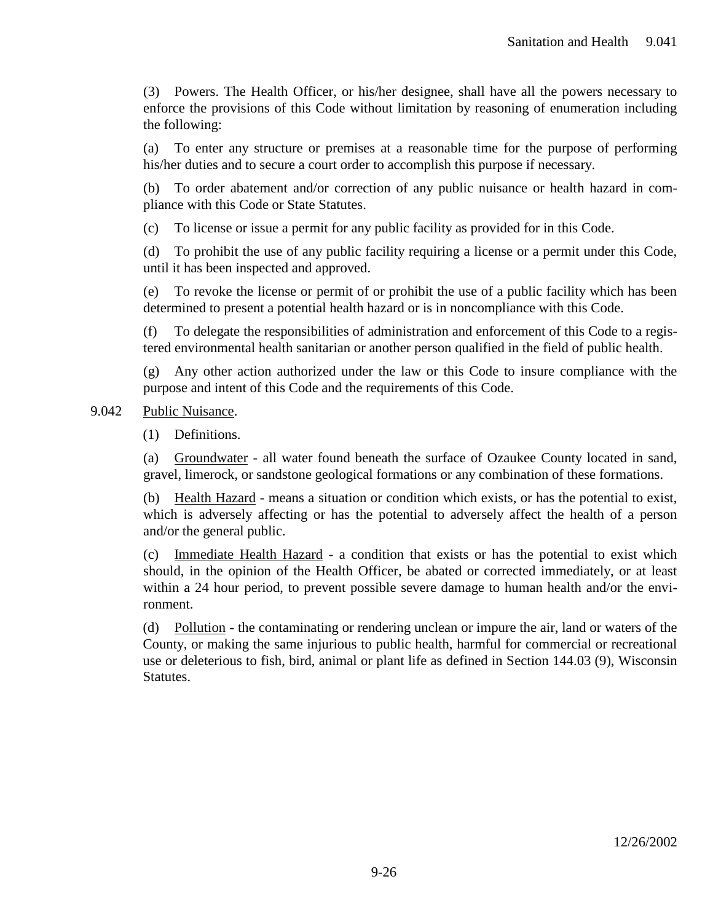(3) Powers. The Health Officer, or his/her designee, shall have all the powers necessary to enforce the provisions of this Code without limitation by reasoning of enumeration including the following:

(a) To enter any structure or premises at a reasonable time for the purpose of performing his/her duties and to secure a court order to accomplish this purpose if necessary.

(b) To order abatement and/or correction of any public nuisance or health hazard in compliance with this Code or State Statutes.

(c) To license or issue a permit for any public facility as provided for in this Code.

(d) To prohibit the use of any public facility requiring a license or a permit under this Code, until it has been inspected and approved.

(e) To revoke the license or permit of or prohibit the use of a public facility which has been determined to present a potential health hazard or is in noncompliance with this Code.

(f) To delegate the responsibilities of administration and enforcement of this Code to a registered environmental health sanitarian or another person qualified in the field of public health.

(g) Any other action authorized under the law or this Code to insure compliance with the purpose and intent of this Code and the requirements of this Code.

## 9.042 Public Nuisance.

(1) Definitions.

(a) Groundwater - all water found beneath the surface of Ozaukee County located in sand, gravel, limerock, or sandstone geological formations or any combination of these formations.

(b) Health Hazard - means a situation or condition which exists, or has the potential to exist, which is adversely affecting or has the potential to adversely affect the health of a person and/or the general public.

(c) Immediate Health Hazard - a condition that exists or has the potential to exist which should, in the opinion of the Health Officer, be abated or corrected immediately, or at least within a 24 hour period, to prevent possible severe damage to human health and/or the environment.

(d) Pollution - the contaminating or rendering unclean or impure the air, land or waters of the County, or making the same injurious to public health, harmful for commercial or recreational use or deleterious to fish, bird, animal or plant life as defined in Section 144.03 (9), Wisconsin Statutes.

12/26/2002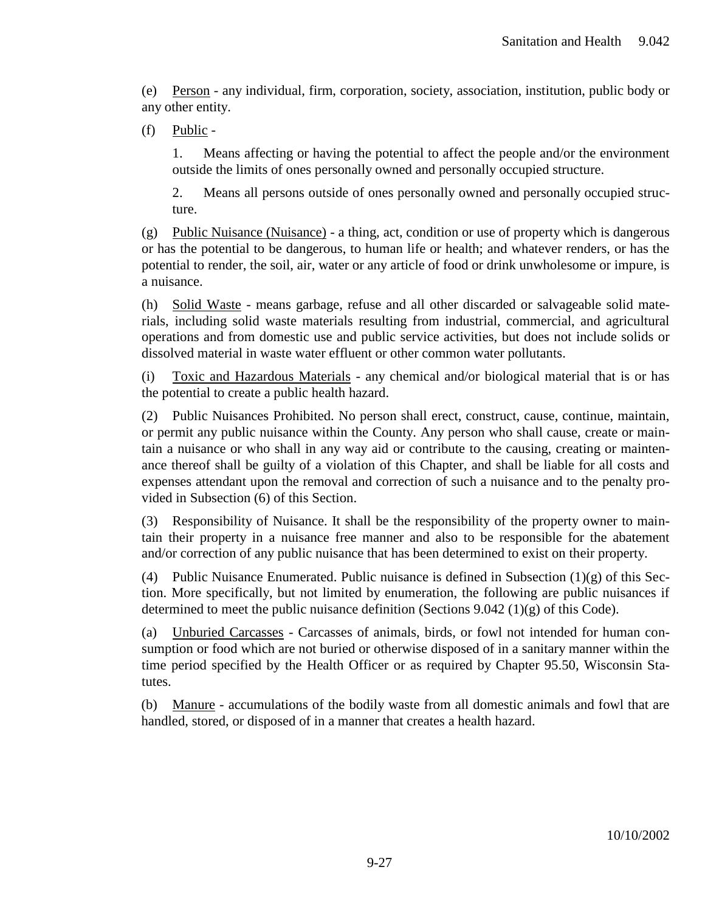(e) Person - any individual, firm, corporation, society, association, institution, public body or any other entity.

(f) Public -

1. Means affecting or having the potential to affect the people and/or the environment outside the limits of ones personally owned and personally occupied structure.

2. Means all persons outside of ones personally owned and personally occupied structure.

(g) Public Nuisance (Nuisance) - a thing, act, condition or use of property which is dangerous or has the potential to be dangerous, to human life or health; and whatever renders, or has the potential to render, the soil, air, water or any article of food or drink unwholesome or impure, is a nuisance.

(h) Solid Waste - means garbage, refuse and all other discarded or salvageable solid materials, including solid waste materials resulting from industrial, commercial, and agricultural operations and from domestic use and public service activities, but does not include solids or dissolved material in waste water effluent or other common water pollutants.

(i) Toxic and Hazardous Materials - any chemical and/or biological material that is or has the potential to create a public health hazard.

(2) Public Nuisances Prohibited. No person shall erect, construct, cause, continue, maintain, or permit any public nuisance within the County. Any person who shall cause, create or maintain a nuisance or who shall in any way aid or contribute to the causing, creating or maintenance thereof shall be guilty of a violation of this Chapter, and shall be liable for all costs and expenses attendant upon the removal and correction of such a nuisance and to the penalty provided in Subsection (6) of this Section.

(3) Responsibility of Nuisance. It shall be the responsibility of the property owner to maintain their property in a nuisance free manner and also to be responsible for the abatement and/or correction of any public nuisance that has been determined to exist on their property.

(4) Public Nuisance Enumerated. Public nuisance is defined in Subsection (1)(g) of this Section. More specifically, but not limited by enumeration, the following are public nuisances if determined to meet the public nuisance definition (Sections 9.042 (1)(g) of this Code).

(a) Unburied Carcasses - Carcasses of animals, birds, or fowl not intended for human consumption or food which are not buried or otherwise disposed of in a sanitary manner within the time period specified by the Health Officer or as required by Chapter 95.50, Wisconsin Statutes.

(b) Manure - accumulations of the bodily waste from all domestic animals and fowl that are handled, stored, or disposed of in a manner that creates a health hazard.

10/10/2002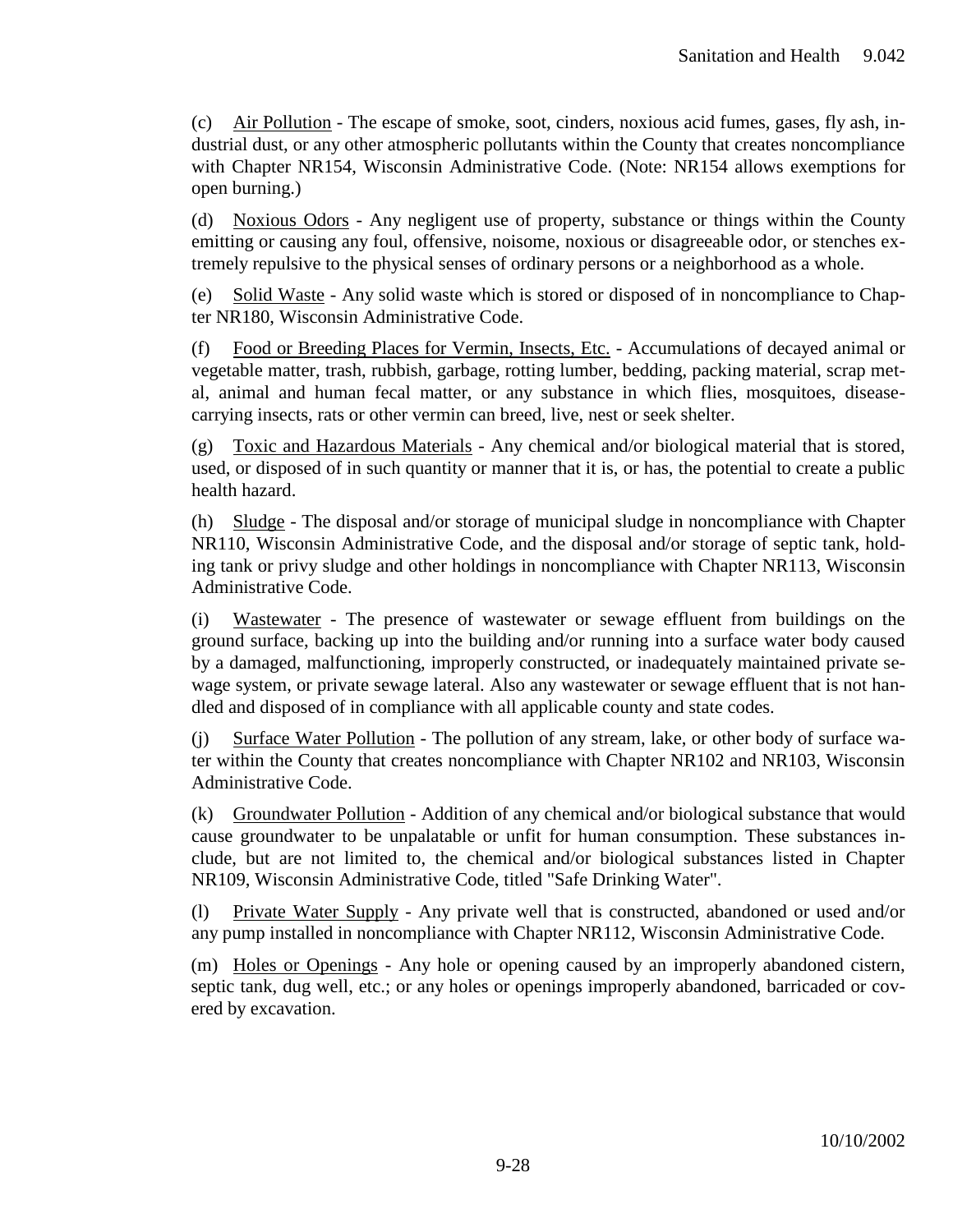(c) <u>Air Pollution</u> - The escape of smoke, soot, cinders, noxious acid fumes, gases, fly ash, industrial dust, or any other atmospheric pollutants within the County that creates noncompliance with Chapter NR154, Wisconsin Administrative Code. (Note: NR154 allows exemptions for open burning.)

(d) <u>Noxious Odors</u> - Any negligent use of property, substance or things within the County emitting or causing any foul, offensive, noisome, noxious or disagreeable odor, or stenches extremely repulsive to the physical senses of ordinary persons or a neighborhood as a whole.

(e) <u>Solid Waste</u> - Any solid waste which is stored or disposed of in noncompliance to Chapter NR180, Wisconsin Administrative Code.

(f) <u>Food or Breeding Places for Vermin, Insects, Etc.</u> - Accumulations of decayed animal or vegetable matter, trash, rubbish, garbage, rotting lumber, bedding, packing material, scrap metal, animal and human fecal matter, or any substance in which flies, mosquitoes, disease-carrying insects, rats or other vermin can breed, live, nest or seek shelter.

(g) <u>Toxic and Hazardous Materials</u> - Any chemical and/or biological material that is stored, used, or disposed of in such quantity or manner that it is, or has, the potential to create a public health hazard.

(h) <u>Sludge</u> - The disposal and/or storage of municipal sludge in noncompliance with Chapter NR110, Wisconsin Administrative Code, and the disposal and/or storage of septic tank, holding tank or privy sludge and other holdings in noncompliance with Chapter NR113, Wisconsin Administrative Code.

(i) <u>Wastewater</u> - The presence of wastewater or sewage effluent from buildings on the ground surface, backing up into the building and/or running into a surface water body caused by a damaged, malfunctioning, improperly constructed, or inadequately maintained private sewage system, or private sewage lateral. Also any wastewater or sewage effluent that is not handled and disposed of in compliance with all applicable county and state codes.

(j) <u>Surface Water Pollution</u> - The pollution of any stream, lake, or other body of surface water within the County that creates noncompliance with Chapter NR102 and NR103, Wisconsin Administrative Code.

(k) <u>Groundwater Pollution</u> - Addition of any chemical and/or biological substance that would cause groundwater to be unpalatable or unfit for human consumption. These substances include, but are not limited to, the chemical and/or biological substances listed in Chapter NR109, Wisconsin Administrative Code, titled "Safe Drinking Water".

(l) <u>Private Water Supply</u> - Any private well that is constructed, abandoned or used and/or any pump installed in noncompliance with Chapter NR112, Wisconsin Administrative Code.

(m) <u>Holes or Openings</u> - Any hole or opening caused by an improperly abandoned cistern, septic tank, dug well, etc.; or any holes or openings improperly abandoned, barricaded or covered by excavation.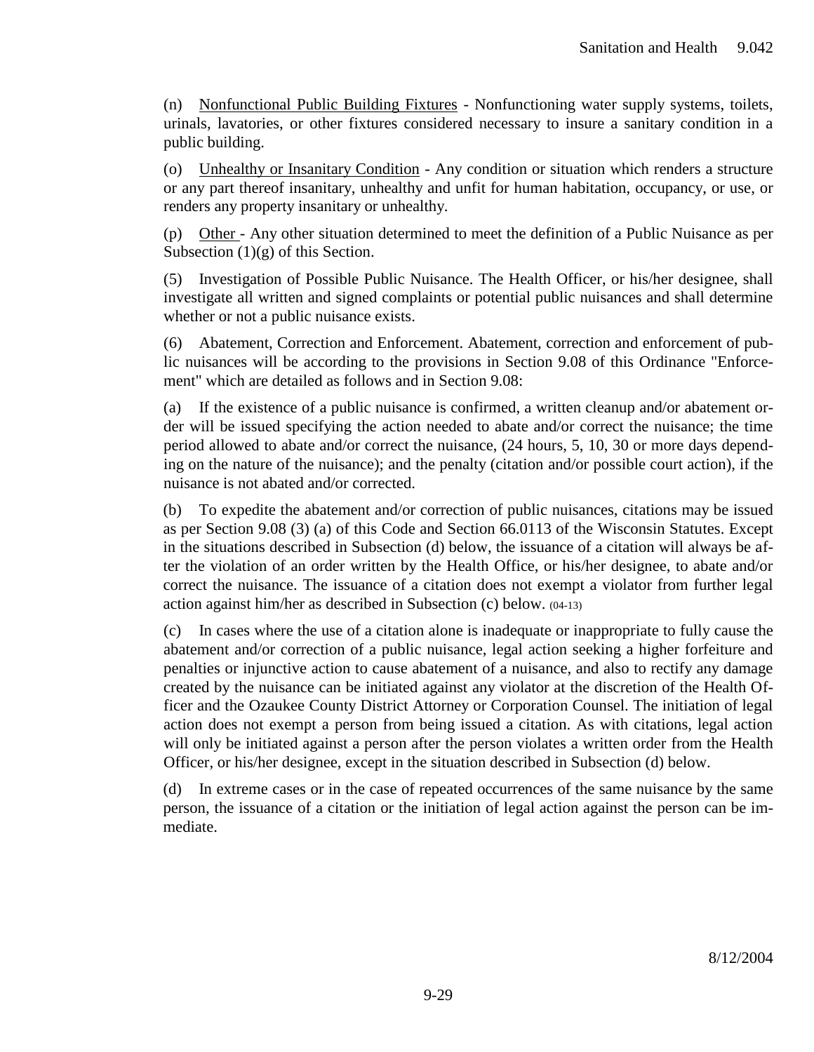(n) Nonfunctional Public Building Fixtures - Nonfunctioning water supply systems, toilets, urinals, lavatories, or other fixtures considered necessary to insure a sanitary condition in a public building.

(o) Unhealthy or Insanitary Condition - Any condition or situation which renders a structure or any part thereof insanitary, unhealthy and unfit for human habitation, occupancy, or use, or renders any property insanitary or unhealthy.

(p) Other - Any other situation determined to meet the definition of a Public Nuisance as per Subsection (1)(g) of this Section.

(5) Investigation of Possible Public Nuisance. The Health Officer, or his/her designee, shall investigate all written and signed complaints or potential public nuisances and shall determine whether or not a public nuisance exists.

(6) Abatement, Correction and Enforcement. Abatement, correction and enforcement of public nuisances will be according to the provisions in Section 9.08 of this Ordinance "Enforcement" which are detailed as follows and in Section 9.08:

(a) If the existence of a public nuisance is confirmed, a written cleanup and/or abatement order will be issued specifying the action needed to abate and/or correct the nuisance; the time period allowed to abate and/or correct the nuisance, (24 hours, 5, 10, 30 or more days depending on the nature of the nuisance); and the penalty (citation and/or possible court action), if the nuisance is not abated and/or corrected.

(b) To expedite the abatement and/or correction of public nuisances, citations may be issued as per Section 9.08 (3) (a) of this Code and Section 66.0113 of the Wisconsin Statutes. Except in the situations described in Subsection (d) below, the issuance of a citation will always be after the violation of an order written by the Health Office, or his/her designee, to abate and/or correct the nuisance. The issuance of a citation does not exempt a violator from further legal action against him/her as described in Subsection (c) below. (04-13)

(c) In cases where the use of a citation alone is inadequate or inappropriate to fully cause the abatement and/or correction of a public nuisance, legal action seeking a higher forfeiture and penalties or injunctive action to cause abatement of a nuisance, and also to rectify any damage created by the nuisance can be initiated against any violator at the discretion of the Health Officer and the Ozaukee County District Attorney or Corporation Counsel. The initiation of legal action does not exempt a person from being issued a citation. As with citations, legal action will only be initiated against a person after the person violates a written order from the Health Officer, or his/her designee, except in the situation described in Subsection (d) below.

(d) In extreme cases or in the case of repeated occurrences of the same nuisance by the same person, the issuance of a citation or the initiation of legal action against the person can be immediate.

8/12/2004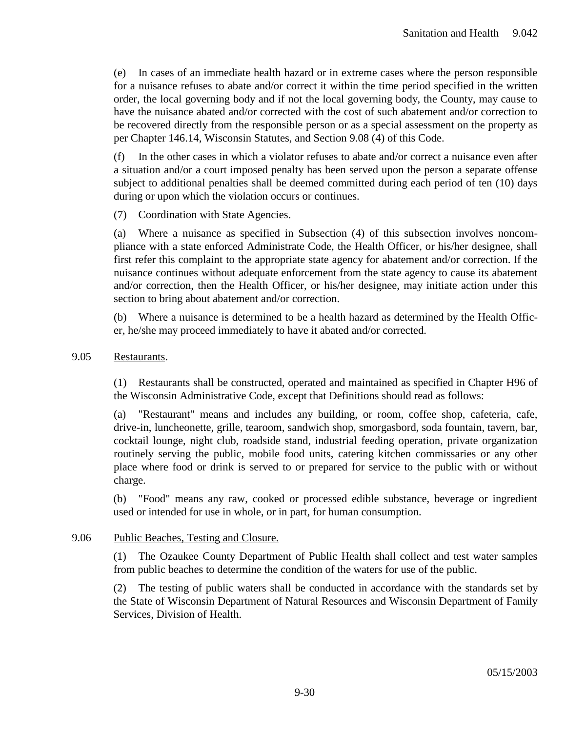(e) In cases of an immediate health hazard or in extreme cases where the person responsible for a nuisance refuses to abate and/or correct it within the time period specified in the written order, the local governing body and if not the local governing body, the County, may cause to have the nuisance abated and/or corrected with the cost of such abatement and/or correction to be recovered directly from the responsible person or as a special assessment on the property as per Chapter 146.14, Wisconsin Statutes, and Section 9.08 (4) of this Code.

(f) In the other cases in which a violator refuses to abate and/or correct a nuisance even after a situation and/or a court imposed penalty has been served upon the person a separate offense subject to additional penalties shall be deemed committed during each period of ten (10) days during or upon which the violation occurs or continues.

(7) Coordination with State Agencies.

(a) Where a nuisance as specified in Subsection (4) of this subsection involves noncompliance with a state enforced Administrate Code, the Health Officer, or his/her designee, shall first refer this complaint to the appropriate state agency for abatement and/or correction. If the nuisance continues without adequate enforcement from the state agency to cause its abatement and/or correction, then the Health Officer, or his/her designee, may initiate action under this section to bring about abatement and/or correction.

(b) Where a nuisance is determined to be a health hazard as determined by the Health Officer, he/she may proceed immediately to have it abated and/or corrected.

## 9.05 Restaurants.

(1) Restaurants shall be constructed, operated and maintained as specified in Chapter H96 of the Wisconsin Administrative Code, except that Definitions should read as follows:

(a) "Restaurant" means and includes any building, or room, coffee shop, cafeteria, cafe, drive-in, luncheonette, grille, tearoom, sandwich shop, smorgasbord, soda fountain, tavern, bar, cocktail lounge, night club, roadside stand, industrial feeding operation, private organization routinely serving the public, mobile food units, catering kitchen commissaries or any other place where food or drink is served to or prepared for service to the public with or without charge.

(b) "Food" means any raw, cooked or processed edible substance, beverage or ingredient used or intended for use in whole, or in part, for human consumption.

## 9.06 Public Beaches, Testing and Closure.

(1) The Ozaukee County Department of Public Health shall collect and test water samples from public beaches to determine the condition of the waters for use of the public.

(2) The testing of public waters shall be conducted in accordance with the standards set by the State of Wisconsin Department of Natural Resources and Wisconsin Department of Family Services, Division of Health.

05/15/2003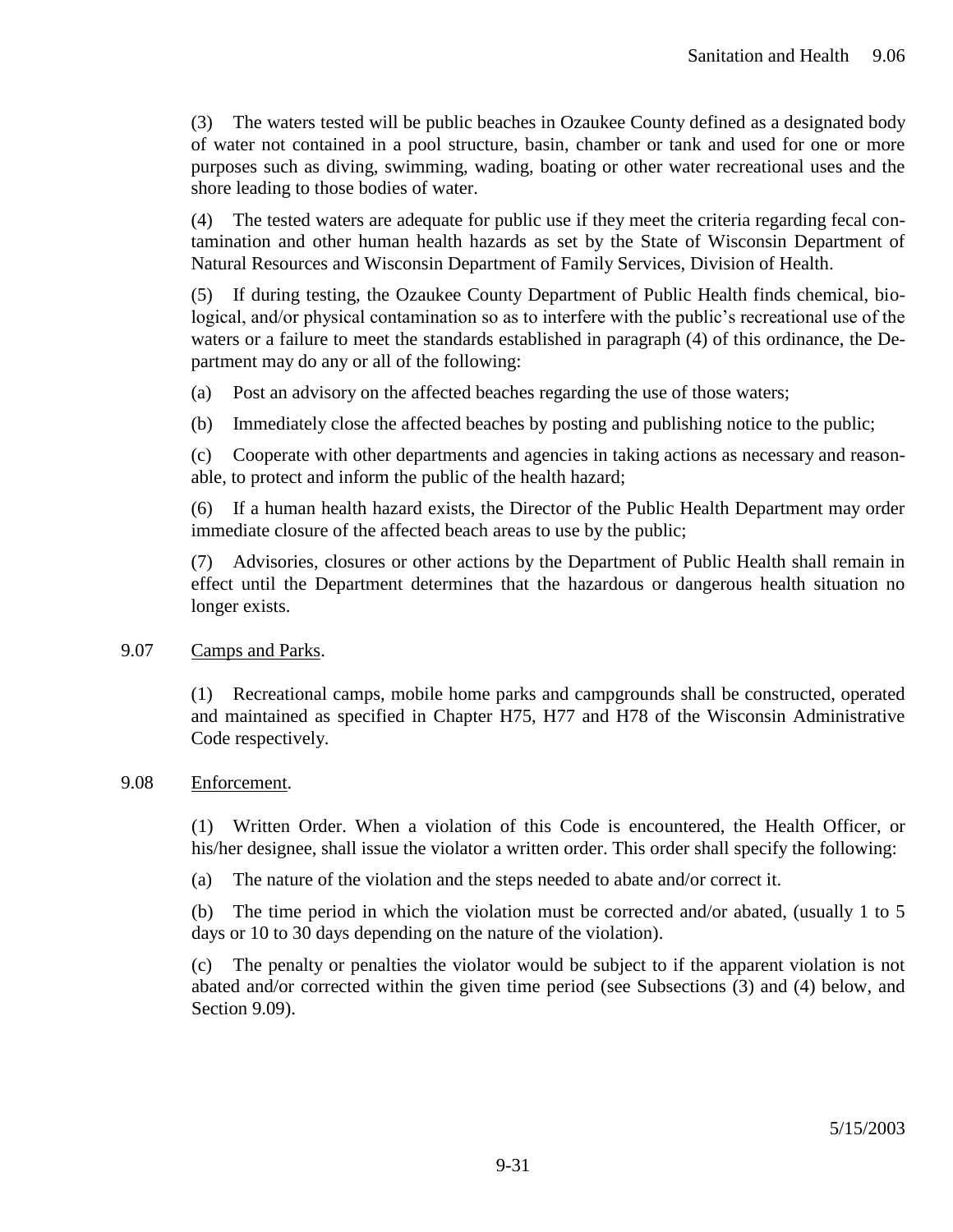(3) The waters tested will be public beaches in Ozaukee County defined as a designated body of water not contained in a pool structure, basin, chamber or tank and used for one or more purposes such as diving, swimming, wading, boating or other water recreational uses and the shore leading to those bodies of water.

(4) The tested waters are adequate for public use if they meet the criteria regarding fecal contamination and other human health hazards as set by the State of Wisconsin Department of Natural Resources and Wisconsin Department of Family Services, Division of Health.

(5) If during testing, the Ozaukee County Department of Public Health finds chemical, biological, and/or physical contamination so as to interfere with the public's recreational use of the waters or a failure to meet the standards established in paragraph (4) of this ordinance, the Department may do any or all of the following:

(a) Post an advisory on the affected beaches regarding the use of those waters;

(b) Immediately close the affected beaches by posting and publishing notice to the public;

(c) Cooperate with other departments and agencies in taking actions as necessary and reasonable, to protect and inform the public of the health hazard;

(6) If a human health hazard exists, the Director of the Public Health Department may order immediate closure of the affected beach areas to use by the public;

(7) Advisories, closures or other actions by the Department of Public Health shall remain in effect until the Department determines that the hazardous or dangerous health situation no longer exists.

9.07 Camps and Parks.

(1) Recreational camps, mobile home parks and campgrounds shall be constructed, operated and maintained as specified in Chapter H75, H77 and H78 of the Wisconsin Administrative Code respectively.

9.08 Enforcement.

(1) Written Order. When a violation of this Code is encountered, the Health Officer, or his/her designee, shall issue the violator a written order. This order shall specify the following:

(a) The nature of the violation and the steps needed to abate and/or correct it.

(b) The time period in which the violation must be corrected and/or abated, (usually 1 to 5 days or 10 to 30 days depending on the nature of the violation).

(c) The penalty or penalties the violator would be subject to if the apparent violation is not abated and/or corrected within the given time period (see Subsections (3) and (4) below, and Section 9.09).

5/15/2003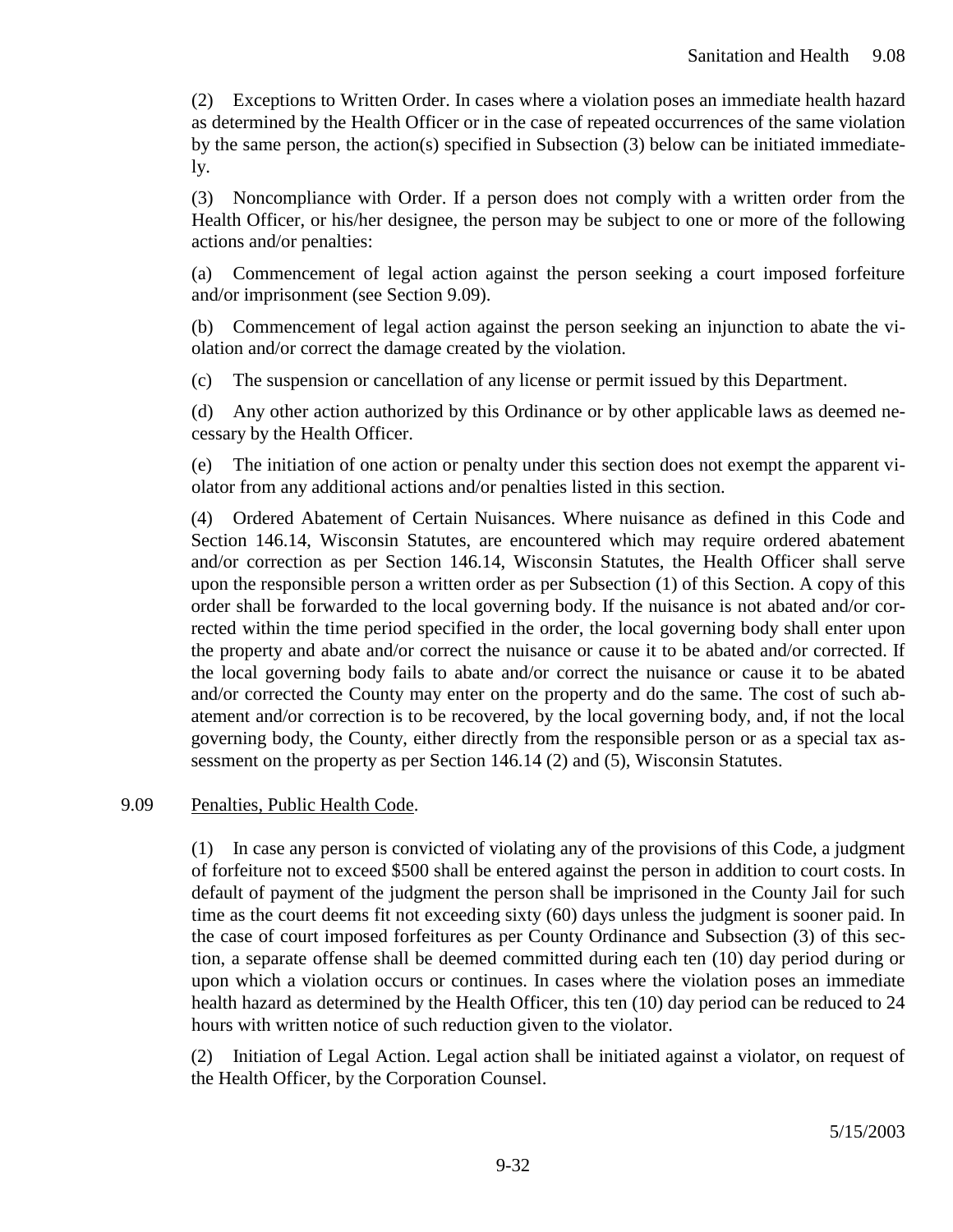(2) Exceptions to Written Order. In cases where a violation poses an immediate health hazard as determined by the Health Officer or in the case of repeated occurrences of the same violation by the same person, the action(s) specified in Subsection (3) below can be initiated immediately.

(3) Noncompliance with Order. If a person does not comply with a written order from the Health Officer, or his/her designee, the person may be subject to one or more of the following actions and/or penalties:

(a) Commencement of legal action against the person seeking a court imposed forfeiture and/or imprisonment (see Section 9.09).

(b) Commencement of legal action against the person seeking an injunction to abate the violation and/or correct the damage created by the violation.

(c) The suspension or cancellation of any license or permit issued by this Department.

(d) Any other action authorized by this Ordinance or by other applicable laws as deemed necessary by the Health Officer.

(e) The initiation of one action or penalty under this section does not exempt the apparent violator from any additional actions and/or penalties listed in this section.

(4) Ordered Abatement of Certain Nuisances. Where nuisance as defined in this Code and Section 146.14, Wisconsin Statutes, are encountered which may require ordered abatement and/or correction as per Section 146.14, Wisconsin Statutes, the Health Officer shall serve upon the responsible person a written order as per Subsection (1) of this Section. A copy of this order shall be forwarded to the local governing body. If the nuisance is not abated and/or corrected within the time period specified in the order, the local governing body shall enter upon the property and abate and/or correct the nuisance or cause it to be abated and/or corrected. If the local governing body fails to abate and/or correct the nuisance or cause it to be abated and/or corrected the County may enter on the property and do the same. The cost of such abatement and/or correction is to be recovered, by the local governing body, and, if not the local governing body, the County, either directly from the responsible person or as a special tax assessment on the property as per Section 146.14 (2) and (5), Wisconsin Statutes.

9.09 Penalties, Public Health Code.

(1) In case any person is convicted of violating any of the provisions of this Code, a judgment of forfeiture not to exceed \$500 shall be entered against the person in addition to court costs. In default of payment of the judgment the person shall be imprisoned in the County Jail for such time as the court deems fit not exceeding sixty (60) days unless the judgment is sooner paid. In the case of court imposed forfeitures as per County Ordinance and Subsection (3) of this section, a separate offense shall be deemed committed during each ten (10) day period during or upon which a violation occurs or continues. In cases where the violation poses an immediate health hazard as determined by the Health Officer, this ten (10) day period can be reduced to 24 hours with written notice of such reduction given to the violator.

(2) Initiation of Legal Action. Legal action shall be initiated against a violator, on request of the Health Officer, by the Corporation Counsel.

5/15/2003